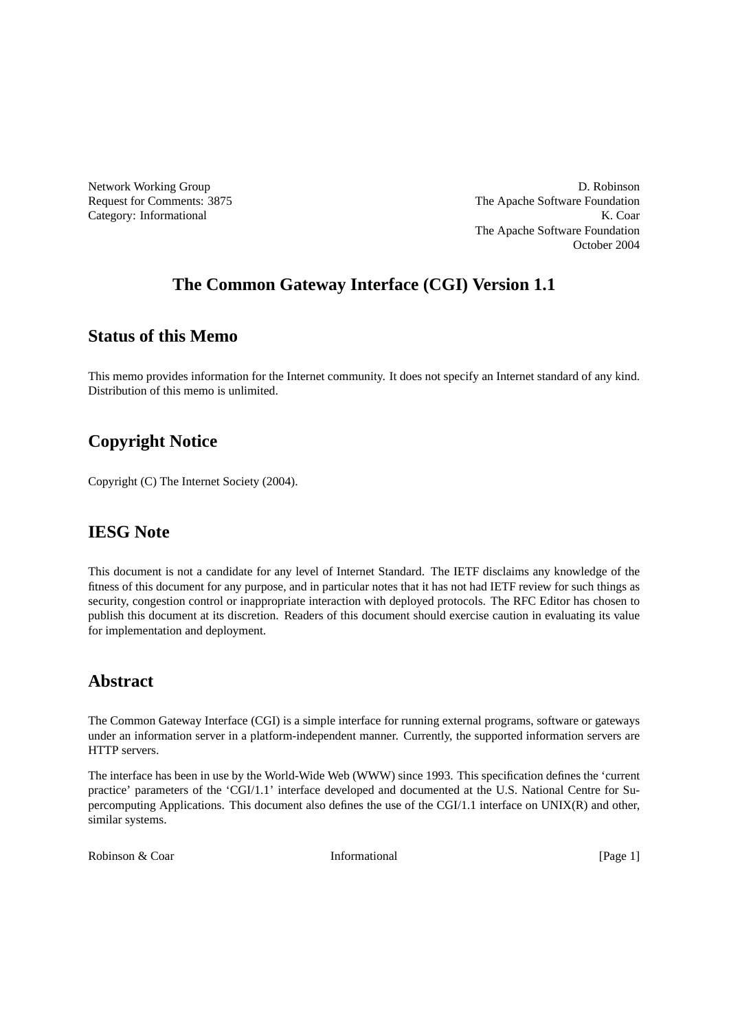Network Working Group
Request for Comments: 3875
Category: Informational

D. Robinson
The Apache Software Foundation
K. Coar
The Apache Software Foundation
October 2004

# The Common Gateway Interface (CGI) Version 1.1

## Status of this Memo

This memo provides information for the Internet community. It does not specify an Internet standard of any kind. Distribution of this memo is unlimited.

## Copyright Notice

Copyright (C) The Internet Society (2004).

## IESG Note

This document is not a candidate for any level of Internet Standard. The IETF disclaims any knowledge of the fitness of this document for any purpose, and in particular notes that it has not had IETF review for such things as security, congestion control or inappropriate interaction with deployed protocols. The RFC Editor has chosen to publish this document at its discretion. Readers of this document should exercise caution in evaluating its value for implementation and deployment.

## Abstract

The Common Gateway Interface (CGI) is a simple interface for running external programs, software or gateways under an information server in a platform-independent manner. Currently, the supported information servers are HTTP servers.

The interface has been in use by the World-Wide Web (WWW) since 1993. This specification defines the 'current practice' parameters of the 'CGI/1.1' interface developed and documented at the U.S. National Centre for Supercomputing Applications. This document also defines the use of the CGI/1.1 interface on UNIX(R) and other, similar systems.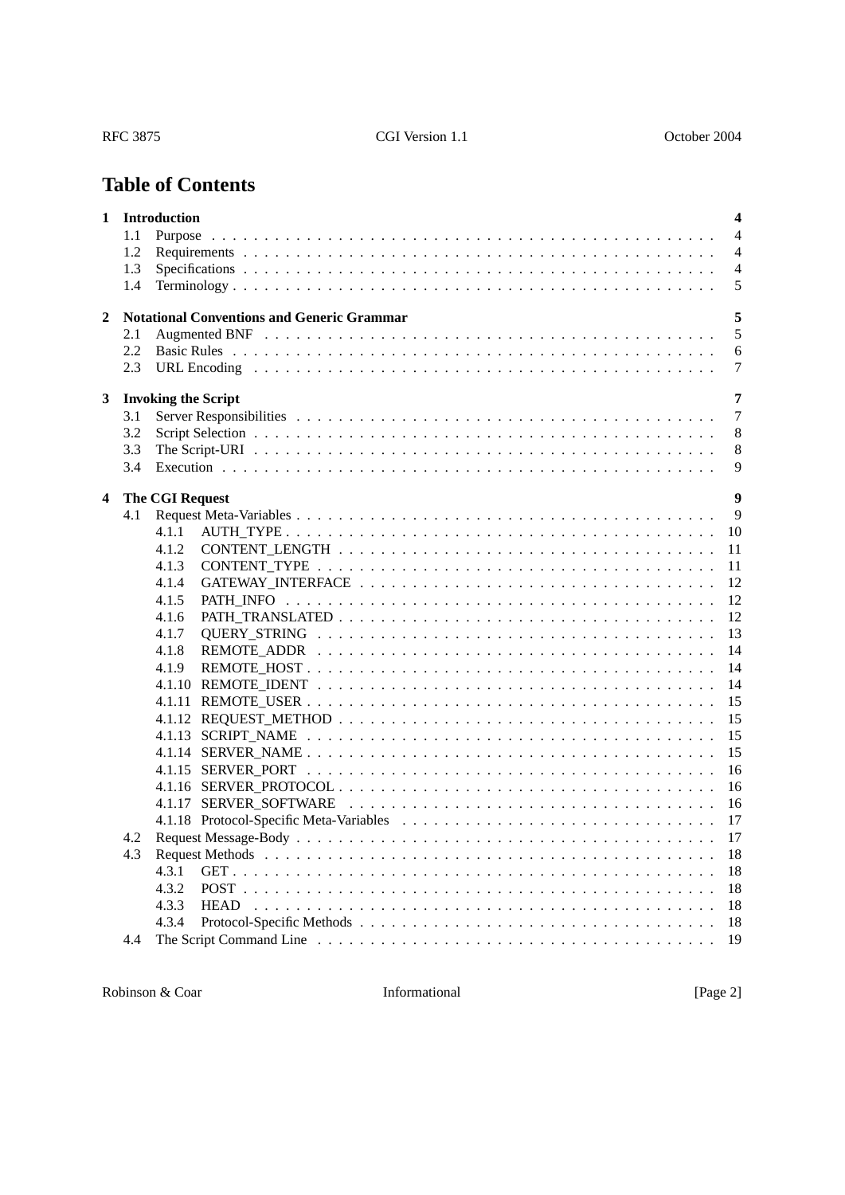# Table of Contents

**1 Introduction** — 4
- 1.1 Purpose — 4
- 1.2 Requirements — 4
- 1.3 Specifications — 4
- 1.4 Terminology — 5

**2 Notational Conventions and Generic Grammar** — 5
- 2.1 Augmented BNF — 5
- 2.2 Basic Rules — 6
- 2.3 URL Encoding — 7

**3 Invoking the Script** — 7
- 3.1 Server Responsibilities — 7
- 3.2 Script Selection — 8
- 3.3 The Script-URI — 8
- 3.4 Execution — 9

**4 The CGI Request** — 9
- 4.1 Request Meta-Variables — 9
  - 4.1.1 AUTH_TYPE — 10
  - 4.1.2 CONTENT_LENGTH — 11
  - 4.1.3 CONTENT_TYPE — 11
  - 4.1.4 GATEWAY_INTERFACE — 12
  - 4.1.5 PATH_INFO — 12
  - 4.1.6 PATH_TRANSLATED — 12
  - 4.1.7 QUERY_STRING — 13
  - 4.1.8 REMOTE_ADDR — 14
  - 4.1.9 REMOTE_HOST — 14
  - 4.1.10 REMOTE_IDENT — 14
  - 4.1.11 REMOTE_USER — 15
  - 4.1.12 REQUEST_METHOD — 15
  - 4.1.13 SCRIPT_NAME — 15
  - 4.1.14 SERVER_NAME — 15
  - 4.1.15 SERVER_PORT — 16
  - 4.1.16 SERVER_PROTOCOL — 16
  - 4.1.17 SERVER_SOFTWARE — 16
  - 4.1.18 Protocol-Specific Meta-Variables — 17
- 4.2 Request Message-Body — 17
- 4.3 Request Methods — 18
  - 4.3.1 GET — 18
  - 4.3.2 POST — 18
  - 4.3.3 HEAD — 18
  - 4.3.4 Protocol-Specific Methods — 18
- 4.4 The Script Command Line — 19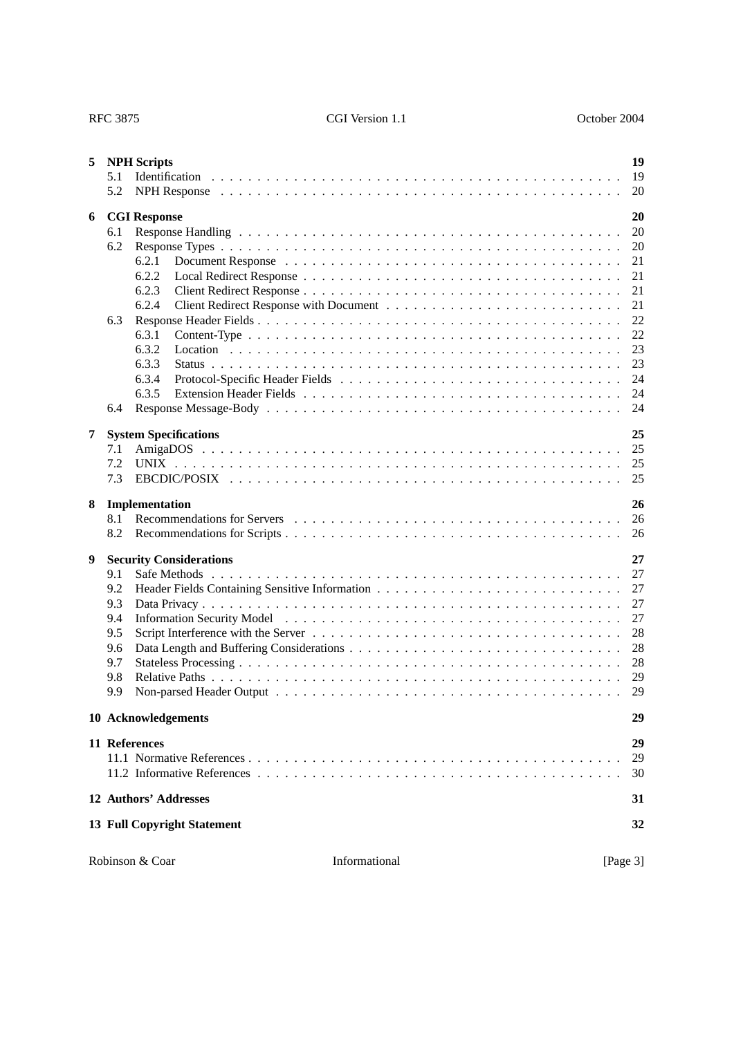**5 NPH Scripts** 19

- 5.1 Identification . . . . . . . . . . 19
- 5.2 NPH Response . . . . . . . . . . 20

**6 CGI Response** 20

- 6.1 Response Handling . . . . . . . . . . 20
- 6.2 Response Types . . . . . . . . . . 20
  - 6.2.1 Document Response . . . . . . . . . . 21
  - 6.2.2 Local Redirect Response . . . . . . . . . . 21
  - 6.2.3 Client Redirect Response . . . . . . . . . . 21
  - 6.2.4 Client Redirect Response with Document . . . . . . . . . . 21
- 6.3 Response Header Fields . . . . . . . . . . 22
  - 6.3.1 Content-Type . . . . . . . . . . 22
  - 6.3.2 Location . . . . . . . . . . 23
  - 6.3.3 Status . . . . . . . . . . 23
  - 6.3.4 Protocol-Specific Header Fields . . . . . . . . . . 24
  - 6.3.5 Extension Header Fields . . . . . . . . . . 24
- 6.4 Response Message-Body . . . . . . . . . . 24

**7 System Specifications** 25

- 7.1 AmigaDOS . . . . . . . . . . 25
- 7.2 UNIX . . . . . . . . . . 25
- 7.3 EBCDIC/POSIX . . . . . . . . . . 25

**8 Implementation** 26

- 8.1 Recommendations for Servers . . . . . . . . . . 26
- 8.2 Recommendations for Scripts . . . . . . . . . . 26

**9 Security Considerations** 27

- 9.1 Safe Methods . . . . . . . . . . 27
- 9.2 Header Fields Containing Sensitive Information . . . . . . . . . . 27
- 9.3 Data Privacy . . . . . . . . . . 27
- 9.4 Information Security Model . . . . . . . . . . 27
- 9.5 Script Interference with the Server . . . . . . . . . . 28
- 9.6 Data Length and Buffering Considerations . . . . . . . . . . 28
- 9.7 Stateless Processing . . . . . . . . . . 28
- 9.8 Relative Paths . . . . . . . . . . 29
- 9.9 Non-parsed Header Output . . . . . . . . . . 29

**10 Acknowledgements** 29

**11 References** 29

- 11.1 Normative References . . . . . . . . . . 29
- 11.2 Informative References . . . . . . . . . . 30

**12 Authors' Addresses** 31

**13 Full Copyright Statement** 32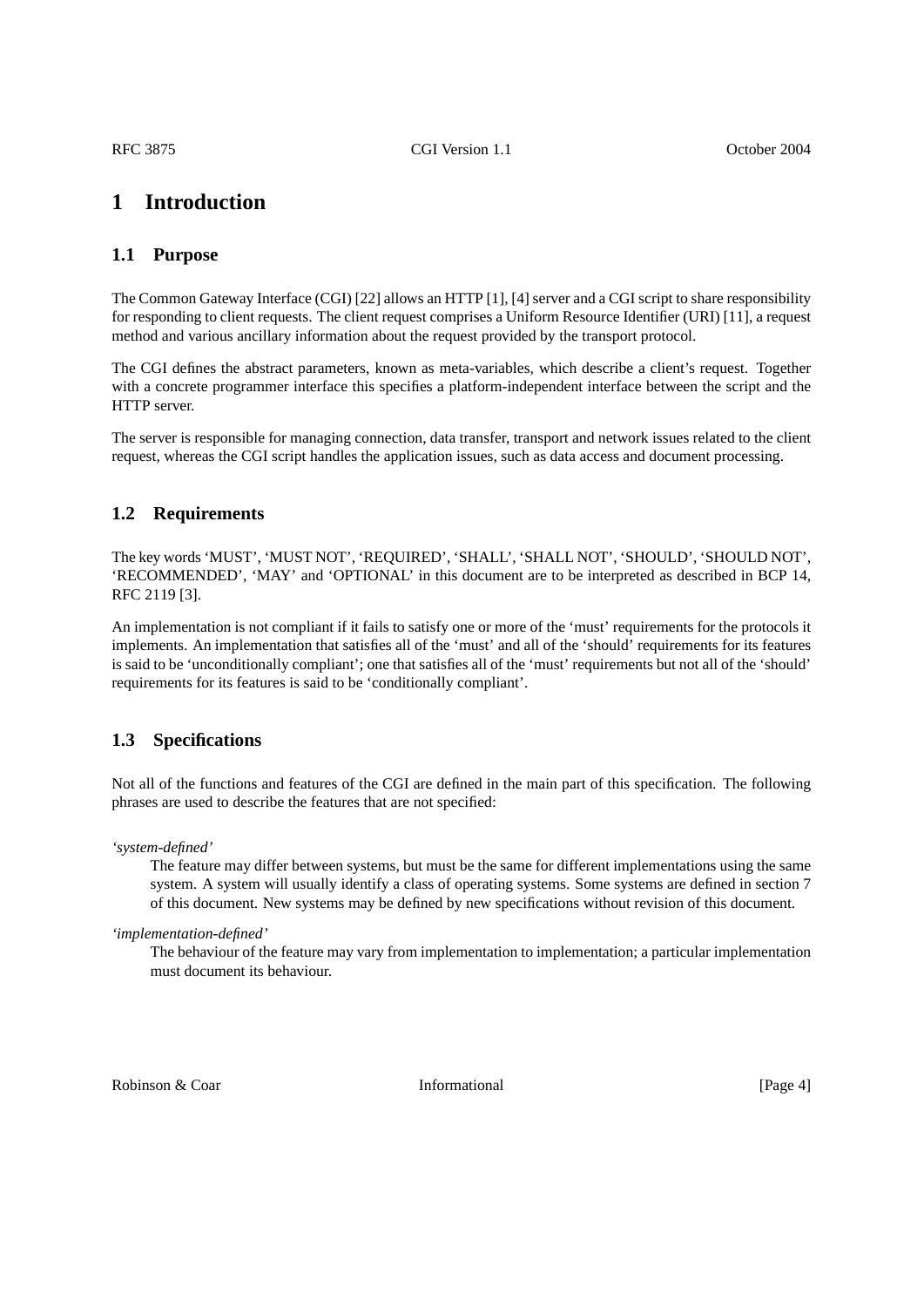# 1 Introduction

## 1.1 Purpose

The Common Gateway Interface (CGI) [22] allows an HTTP [1], [4] server and a CGI script to share responsibility for responding to client requests. The client request comprises a Uniform Resource Identifier (URI) [11], a request method and various ancillary information about the request provided by the transport protocol.

The CGI defines the abstract parameters, known as meta-variables, which describe a client's request. Together with a concrete programmer interface this specifies a platform-independent interface between the script and the HTTP server.

The server is responsible for managing connection, data transfer, transport and network issues related to the client request, whereas the CGI script handles the application issues, such as data access and document processing.

## 1.2 Requirements

The key words 'MUST', 'MUST NOT', 'REQUIRED', 'SHALL', 'SHALL NOT', 'SHOULD', 'SHOULD NOT', 'RECOMMENDED', 'MAY' and 'OPTIONAL' in this document are to be interpreted as described in BCP 14, RFC 2119 [3].

An implementation is not compliant if it fails to satisfy one or more of the 'must' requirements for the protocols it implements. An implementation that satisfies all of the 'must' and all of the 'should' requirements for its features is said to be 'unconditionally compliant'; one that satisfies all of the 'must' requirements but not all of the 'should' requirements for its features is said to be 'conditionally compliant'.

## 1.3 Specifications

Not all of the functions and features of the CGI are defined in the main part of this specification. The following phrases are used to describe the features that are not specified:

*'system-defined'*

The feature may differ between systems, but must be the same for different implementations using the same system. A system will usually identify a class of operating systems. Some systems are defined in section 7 of this document. New systems may be defined by new specifications without revision of this document.

*'implementation-defined'*

The behaviour of the feature may vary from implementation to implementation; a particular implementation must document its behaviour.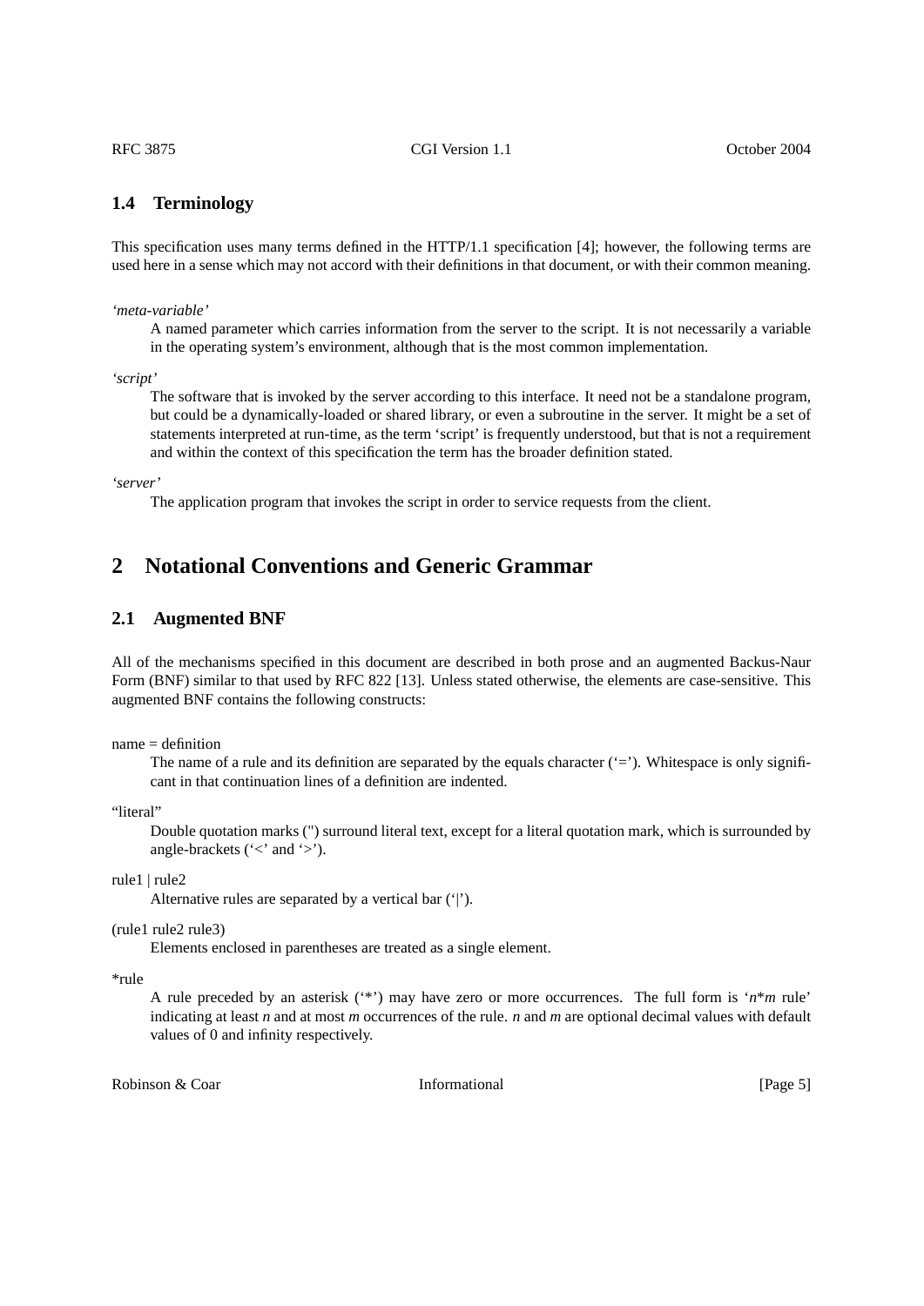### 1.4 Terminology

This specification uses many terms defined in the HTTP/1.1 specification [4]; however, the following terms are used here in a sense which may not accord with their definitions in that document, or with their common meaning.

*'meta-variable'*
: A named parameter which carries information from the server to the script. It is not necessarily a variable in the operating system's environment, although that is the most common implementation.

*'script'*
: The software that is invoked by the server according to this interface. It need not be a standalone program, but could be a dynamically-loaded or shared library, or even a subroutine in the server. It might be a set of statements interpreted at run-time, as the term 'script' is frequently understood, but that is not a requirement and within the context of this specification the term has the broader definition stated.

*'server'*
: The application program that invokes the script in order to service requests from the client.

## 2 Notational Conventions and Generic Grammar

### 2.1 Augmented BNF

All of the mechanisms specified in this document are described in both prose and an augmented Backus-Naur Form (BNF) similar to that used by RFC 822 [13]. Unless stated otherwise, the elements are case-sensitive. This augmented BNF contains the following constructs:

name = definition
: The name of a rule and its definition are separated by the equals character ('='). Whitespace is only significant in that continuation lines of a definition are indented.

"literal"
: Double quotation marks (") surround literal text, except for a literal quotation mark, which is surrounded by angle-brackets ('<' and '>').

rule1 | rule2
: Alternative rules are separated by a vertical bar ('|').

(rule1 rule2 rule3)
: Elements enclosed in parentheses are treated as a single element.

*rule
: A rule preceded by an asterisk ('*') may have zero or more occurrences. The full form is '*n*\**m* rule' indicating at least *n* and at most *m* occurrences of the rule. *n* and *m* are optional decimal values with default values of 0 and infinity respectively.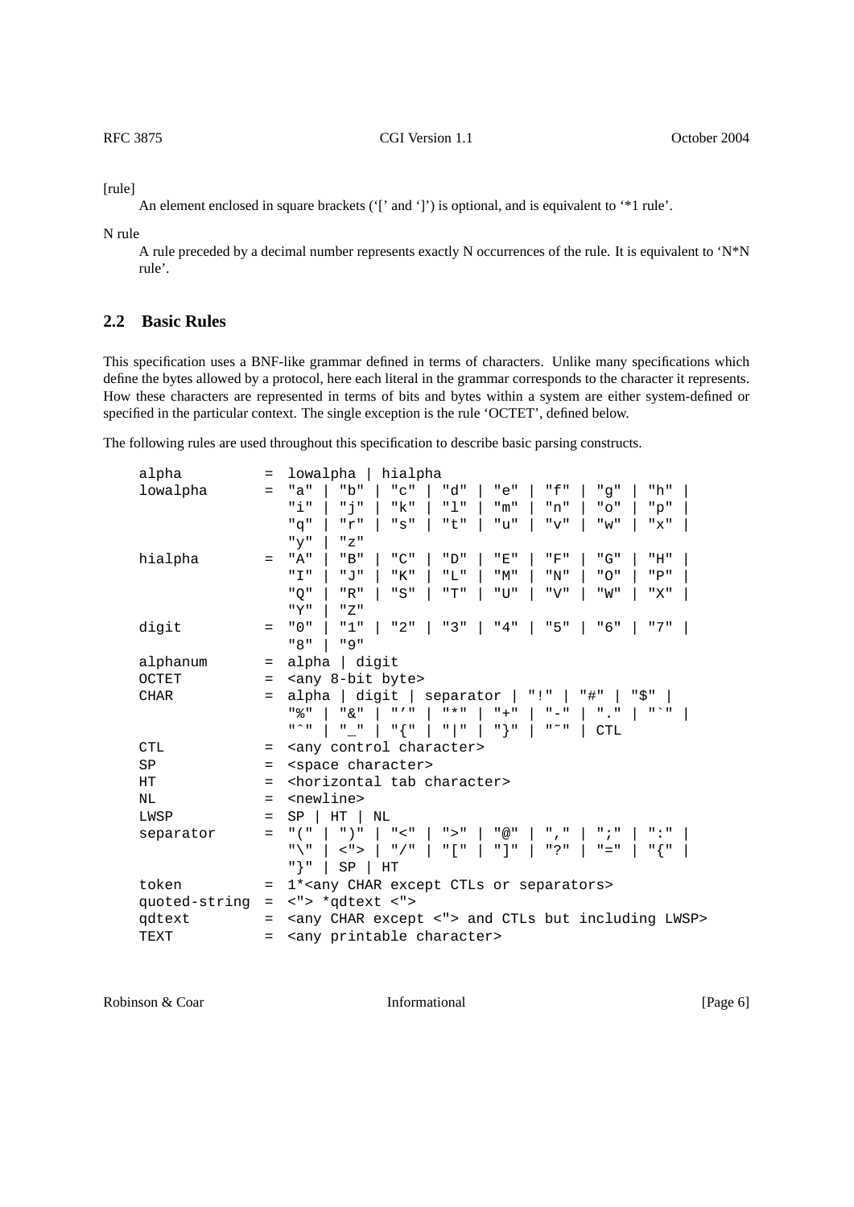[rule]

An element enclosed in square brackets ('[' and ']') is optional, and is equivalent to '*1 rule'.

N rule

A rule preceded by a decimal number represents exactly N occurrences of the rule. It is equivalent to 'N*N rule'.

## 2.2 Basic Rules

This specification uses a BNF-like grammar defined in terms of characters. Unlike many specifications which define the bytes allowed by a protocol, here each literal in the grammar corresponds to the character it represents. How these characters are represented in terms of bits and bytes within a system are either system-defined or specified in the particular context. The single exception is the rule 'OCTET', defined below.

The following rules are used throughout this specification to describe basic parsing constructs.

```
alpha         = lowalpha | hialpha
lowalpha      = "a" | "b" | "c" | "d" | "e" | "f" | "g" | "h" |
                "i" | "j" | "k" | "l" | "m" | "n" | "o" | "p" |
                "q" | "r" | "s" | "t" | "u" | "v" | "w" | "x" |
                "y" | "z"
hialpha       = "A" | "B" | "C" | "D" | "E" | "F" | "G" | "H" |
                "I" | "J" | "K" | "L" | "M" | "N" | "O" | "P" |
                "Q" | "R" | "S" | "T" | "U" | "V" | "W" | "X" |
                "Y" | "Z"
digit         = "0" | "1" | "2" | "3" | "4" | "5" | "6" | "7" |
                "8" | "9"
alphanum      = alpha | digit
OCTET         = <any 8-bit byte>
CHAR          = alpha | digit | separator | "!" | "#" | "$" |
                "%" | "&" | "'" | "*" | "+" | "-" | "." | "`" |
                "^" | "_" | "{" | "|" | "}" | "~" | CTL
CTL           = <any control character>
SP            = <space character>
HT            = <horizontal tab character>
NL            = <newline>
LWSP          = SP | HT | NL
separator     = "(" | ")" | "<" | ">" | "@" | "," | ";" | ":" |
                "\" | <"> | "/" | "[" | "]" | "?" | "=" | "{" |
                "}" | SP | HT
token         = 1*<any CHAR except CTLs or separators>
quoted-string = <"> *qdtext <">
qdtext        = <any CHAR except <"> and CTLs but including LWSP>
TEXT          = <any printable character>
```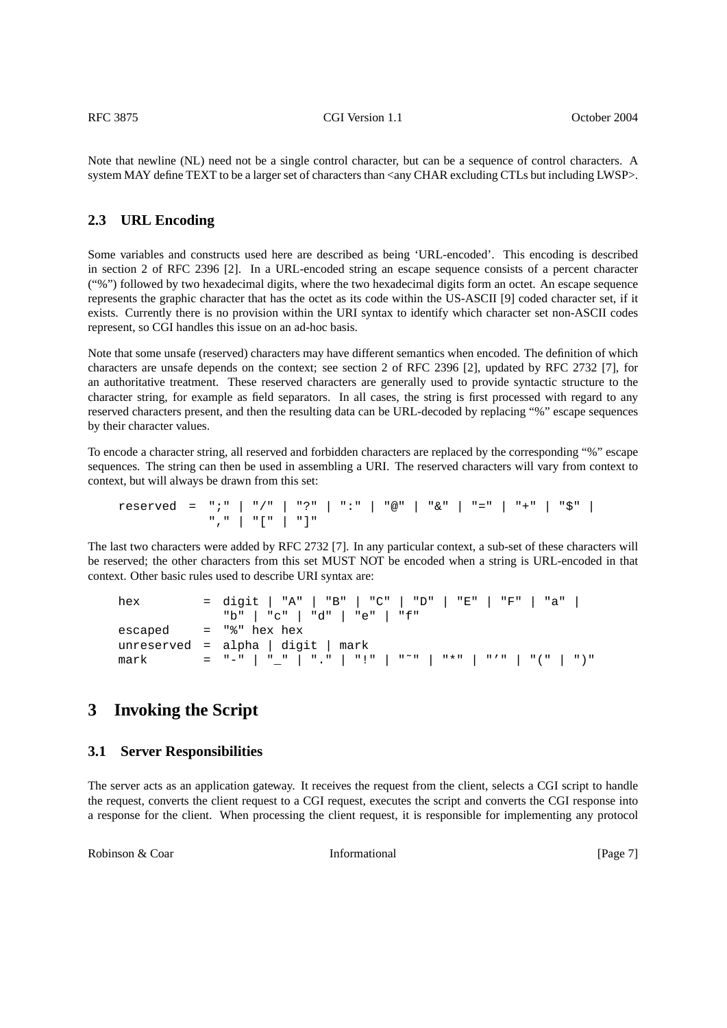Note that newline (NL) need not be a single control character, but can be a sequence of control characters. A system MAY define TEXT to be a larger set of characters than <any CHAR excluding CTLs but including LWSP>.

### 2.3 URL Encoding

Some variables and constructs used here are described as being 'URL-encoded'. This encoding is described in section 2 of RFC 2396 [2]. In a URL-encoded string an escape sequence consists of a percent character ("%") followed by two hexadecimal digits, where the two hexadecimal digits form an octet. An escape sequence represents the graphic character that has the octet as its code within the US-ASCII [9] coded character set, if it exists. Currently there is no provision within the URI syntax to identify which character set non-ASCII codes represent, so CGI handles this issue on an ad-hoc basis.

Note that some unsafe (reserved) characters may have different semantics when encoded. The definition of which characters are unsafe depends on the context; see section 2 of RFC 2396 [2], updated by RFC 2732 [7], for an authoritative treatment. These reserved characters are generally used to provide syntactic structure to the character string, for example as field separators. In all cases, the string is first processed with regard to any reserved characters present, and then the resulting data can be URL-decoded by replacing "%" escape sequences by their character values.

To encode a character string, all reserved and forbidden characters are replaced by the corresponding "%" escape sequences. The string can then be used in assembling a URI. The reserved characters will vary from context to context, but will always be drawn from this set:

```
reserved  =  ";" | "/" | "?" | ":" | "@" | "&" | "=" | "+" | "$" |
             "," | "[" | "]"
```

The last two characters were added by RFC 2732 [7]. In any particular context, a sub-set of these characters will be reserved; the other characters from this set MUST NOT be encoded when a string is URL-encoded in that context. Other basic rules used to describe URI syntax are:

```
hex         =  digit | "A" | "B" | "C" | "D" | "E" | "F" | "a" |
               "b" | "c" | "d" | "e" | "f"
escaped     =  "%" hex hex
unreserved  =  alpha | digit | mark
mark        =  "-" | "_" | "." | "!" | "~" | "*" | "'" | "(" | ")"
```

## 3 Invoking the Script

### 3.1 Server Responsibilities

The server acts as an application gateway. It receives the request from the client, selects a CGI script to handle the request, converts the client request to a CGI request, executes the script and converts the CGI response into a response for the client. When processing the client request, it is responsible for implementing any protocol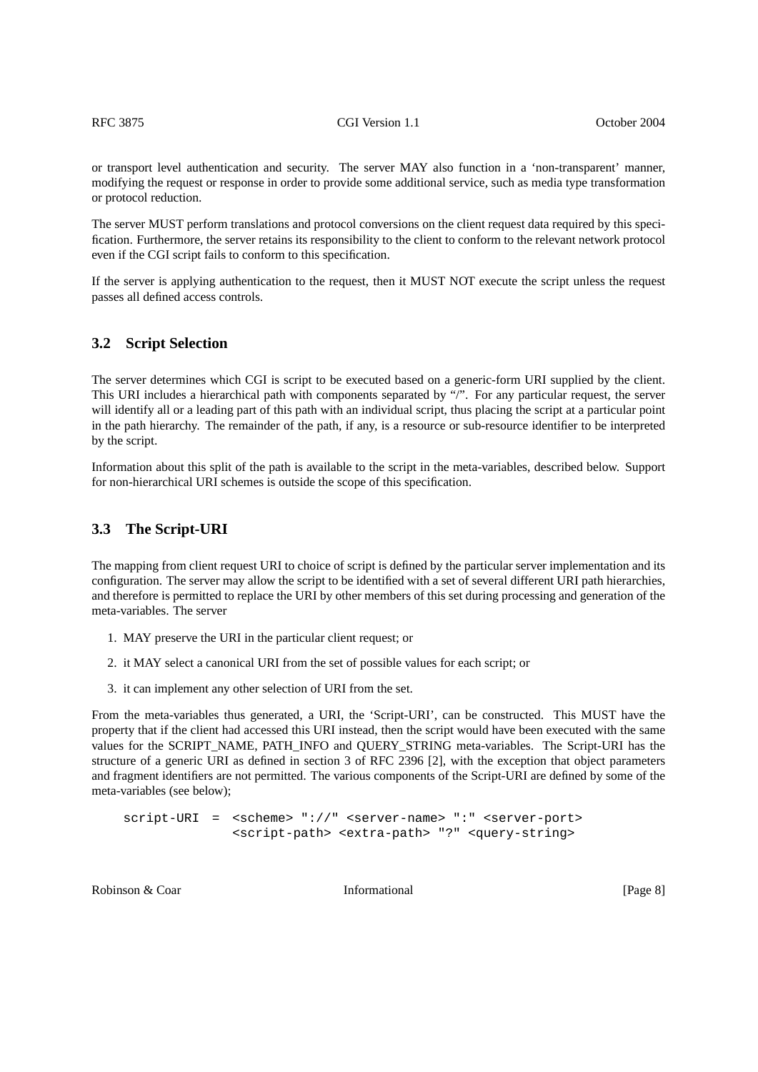or transport level authentication and security. The server MAY also function in a 'non-transparent' manner, modifying the request or response in order to provide some additional service, such as media type transformation or protocol reduction.

The server MUST perform translations and protocol conversions on the client request data required by this specification. Furthermore, the server retains its responsibility to the client to conform to the relevant network protocol even if the CGI script fails to conform to this specification.

If the server is applying authentication to the request, then it MUST NOT execute the script unless the request passes all defined access controls.

## 3.2 Script Selection

The server determines which CGI is script to be executed based on a generic-form URI supplied by the client. This URI includes a hierarchical path with components separated by "/". For any particular request, the server will identify all or a leading part of this path with an individual script, thus placing the script at a particular point in the path hierarchy. The remainder of the path, if any, is a resource or sub-resource identifier to be interpreted by the script.

Information about this split of the path is available to the script in the meta-variables, described below. Support for non-hierarchical URI schemes is outside the scope of this specification.

## 3.3 The Script-URI

The mapping from client request URI to choice of script is defined by the particular server implementation and its configuration. The server may allow the script to be identified with a set of several different URI path hierarchies, and therefore is permitted to replace the URI by other members of this set during processing and generation of the meta-variables. The server

1. MAY preserve the URI in the particular client request; or
2. it MAY select a canonical URI from the set of possible values for each script; or
3. it can implement any other selection of URI from the set.

From the meta-variables thus generated, a URI, the 'Script-URI', can be constructed. This MUST have the property that if the client had accessed this URI instead, then the script would have been executed with the same values for the SCRIPT_NAME, PATH_INFO and QUERY_STRING meta-variables. The Script-URI has the structure of a generic URI as defined in section 3 of RFC 2396 [2], with the exception that object parameters and fragment identifiers are not permitted. The various components of the Script-URI are defined by some of the meta-variables (see below);

```
script-URI  =  <scheme> "://" <server-name> ":" <server-port>
               <script-path> <extra-path> "?" <query-string>
```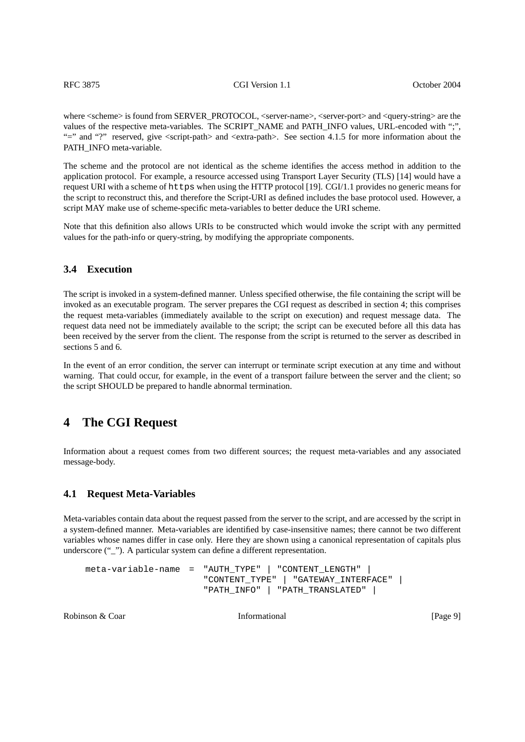where <scheme> is found from SERVER_PROTOCOL, <server-name>, <server-port> and <query-string> are the values of the respective meta-variables. The SCRIPT_NAME and PATH_INFO values, URL-encoded with ";", "=" and "?" reserved, give <script-path> and <extra-path>. See section 4.1.5 for more information about the PATH_INFO meta-variable.

The scheme and the protocol are not identical as the scheme identifies the access method in addition to the application protocol. For example, a resource accessed using Transport Layer Security (TLS) [14] would have a request URI with a scheme of `https` when using the HTTP protocol [19]. CGI/1.1 provides no generic means for the script to reconstruct this, and therefore the Script-URI as defined includes the base protocol used. However, a script MAY make use of scheme-specific meta-variables to better deduce the URI scheme.

Note that this definition also allows URIs to be constructed which would invoke the script with any permitted values for the path-info or query-string, by modifying the appropriate components.

### 3.4 Execution

The script is invoked in a system-defined manner. Unless specified otherwise, the file containing the script will be invoked as an executable program. The server prepares the CGI request as described in section 4; this comprises the request meta-variables (immediately available to the script on execution) and request message data. The request data need not be immediately available to the script; the script can be executed before all this data has been received by the server from the client. The response from the script is returned to the server as described in sections 5 and 6.

In the event of an error condition, the server can interrupt or terminate script execution at any time and without warning. That could occur, for example, in the event of a transport failure between the server and the client; so the script SHOULD be prepared to handle abnormal termination.

## 4 The CGI Request

Information about a request comes from two different sources; the request meta-variables and any associated message-body.

### 4.1 Request Meta-Variables

Meta-variables contain data about the request passed from the server to the script, and are accessed by the script in a system-defined manner. Meta-variables are identified by case-insensitive names; there cannot be two different variables whose names differ in case only. Here they are shown using a canonical representation of capitals plus underscore ("_"). A particular system can define a different representation.

```
meta-variable-name  =  "AUTH_TYPE" | "CONTENT_LENGTH" |
                       "CONTENT_TYPE" | "GATEWAY_INTERFACE" |
                       "PATH_INFO" | "PATH_TRANSLATED" |
```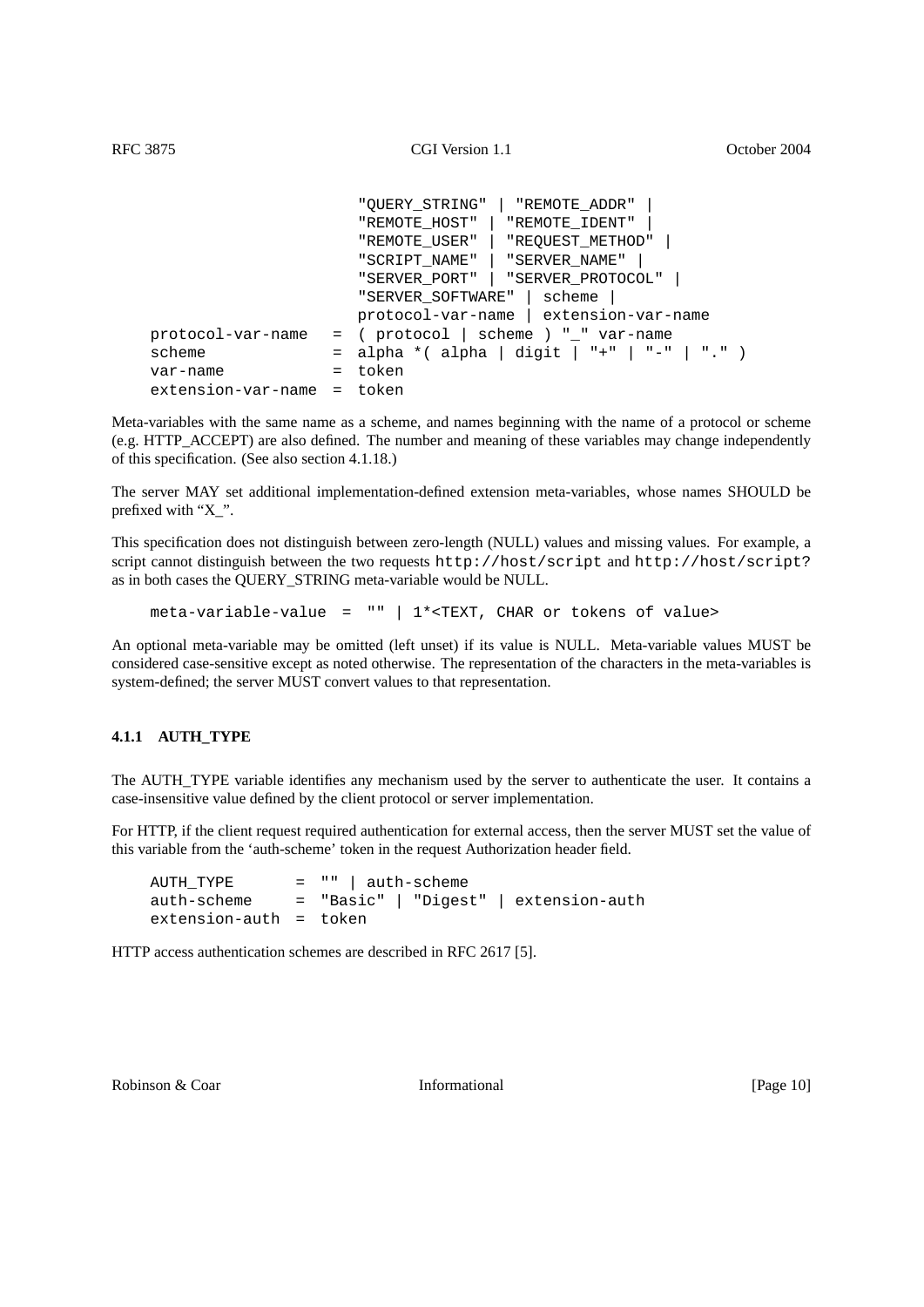```
                       "QUERY_STRING" | "REMOTE_ADDR" |
                       "REMOTE_HOST" | "REMOTE_IDENT" |
                       "REMOTE_USER" | "REQUEST_METHOD" |
                       "SCRIPT_NAME" | "SERVER_NAME" |
                       "SERVER_PORT" | "SERVER_PROTOCOL" |
                       "SERVER_SOFTWARE" | scheme |
                       protocol-var-name | extension-var-name
protocol-var-name  = ( protocol | scheme ) "_" var-name
scheme             = alpha *( alpha | digit | "+" | "-" | "." )
var-name           = token
extension-var-name = token
```

Meta-variables with the same name as a scheme, and names beginning with the name of a protocol or scheme (e.g. HTTP_ACCEPT) are also defined. The number and meaning of these variables may change independently of this specification. (See also section 4.1.18.)

The server MAY set additional implementation-defined extension meta-variables, whose names SHOULD be prefixed with "X_".

This specification does not distinguish between zero-length (NULL) values and missing values. For example, a script cannot distinguish between the two requests `http://host/script` and `http://host/script?` as in both cases the QUERY_STRING meta-variable would be NULL.

```
meta-variable-value  =  "" | 1*<TEXT, CHAR or tokens of value>
```

An optional meta-variable may be omitted (left unset) if its value is NULL. Meta-variable values MUST be considered case-sensitive except as noted otherwise. The representation of the characters in the meta-variables is system-defined; the server MUST convert values to that representation.

#### 4.1.1 AUTH_TYPE

The AUTH_TYPE variable identifies any mechanism used by the server to authenticate the user. It contains a case-insensitive value defined by the client protocol or server implementation.

For HTTP, if the client request required authentication for external access, then the server MUST set the value of this variable from the 'auth-scheme' token in the request Authorization header field.

```
AUTH_TYPE      = "" | auth-scheme
auth-scheme    = "Basic" | "Digest" | extension-auth
extension-auth = token
```

HTTP access authentication schemes are described in RFC 2617 [5].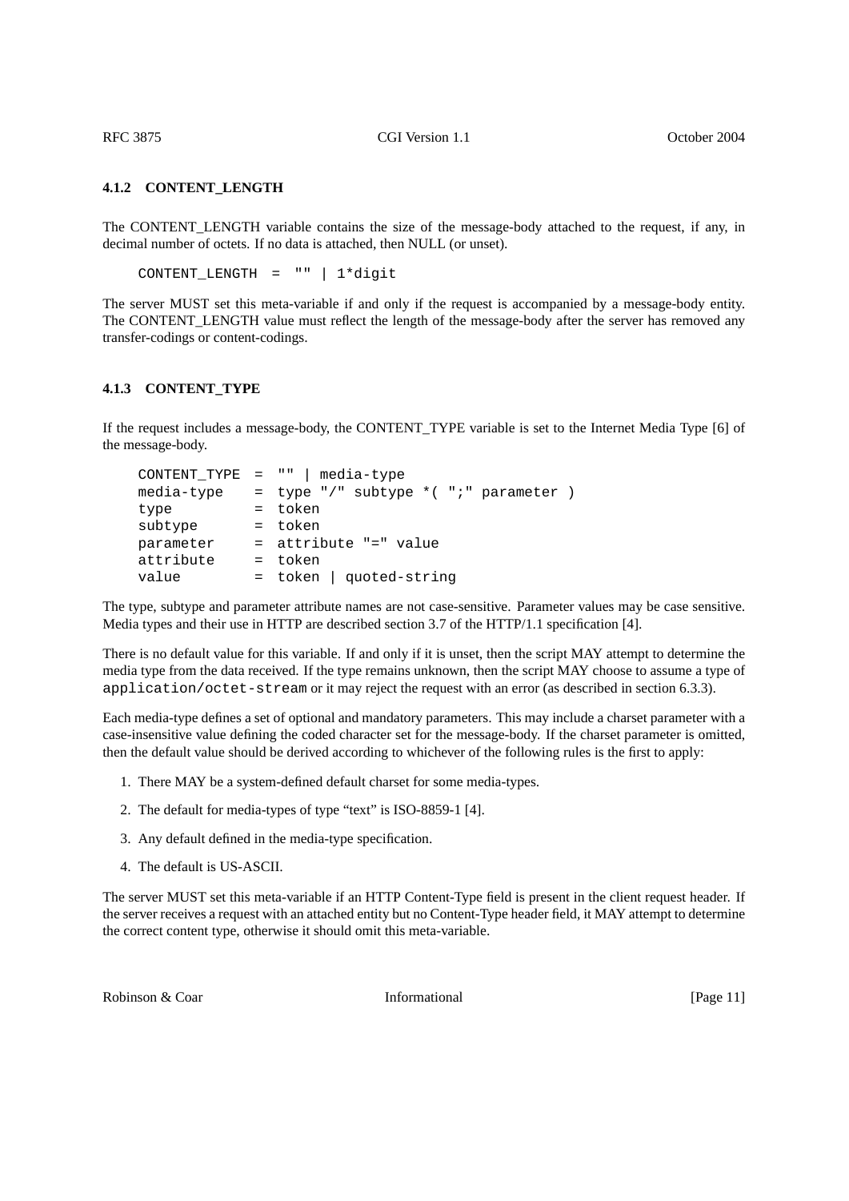### 4.1.2 CONTENT_LENGTH

The CONTENT_LENGTH variable contains the size of the message-body attached to the request, if any, in decimal number of octets. If no data is attached, then NULL (or unset).

```
CONTENT_LENGTH  =  "" | 1*digit
```

The server MUST set this meta-variable if and only if the request is accompanied by a message-body entity. The CONTENT_LENGTH value must reflect the length of the message-body after the server has removed any transfer-codings or content-codings.

### 4.1.3 CONTENT_TYPE

If the request includes a message-body, the CONTENT_TYPE variable is set to the Internet Media Type [6] of the message-body.

```
CONTENT_TYPE  =  "" | media-type
media-type    =  type "/" subtype *( ";" parameter )
type          =  token
subtype       =  token
parameter     =  attribute "=" value
attribute     =  token
value         =  token | quoted-string
```

The type, subtype and parameter attribute names are not case-sensitive. Parameter values may be case sensitive. Media types and their use in HTTP are described section 3.7 of the HTTP/1.1 specification [4].

There is no default value for this variable. If and only if it is unset, then the script MAY attempt to determine the media type from the data received. If the type remains unknown, then the script MAY choose to assume a type of `application/octet-stream` or it may reject the request with an error (as described in section 6.3.3).

Each media-type defines a set of optional and mandatory parameters. This may include a charset parameter with a case-insensitive value defining the coded character set for the message-body. If the charset parameter is omitted, then the default value should be derived according to whichever of the following rules is the first to apply:

1. There MAY be a system-defined default charset for some media-types.
2. The default for media-types of type "text" is ISO-8859-1 [4].
3. Any default defined in the media-type specification.
4. The default is US-ASCII.

The server MUST set this meta-variable if an HTTP Content-Type field is present in the client request header. If the server receives a request with an attached entity but no Content-Type header field, it MAY attempt to determine the correct content type, otherwise it should omit this meta-variable.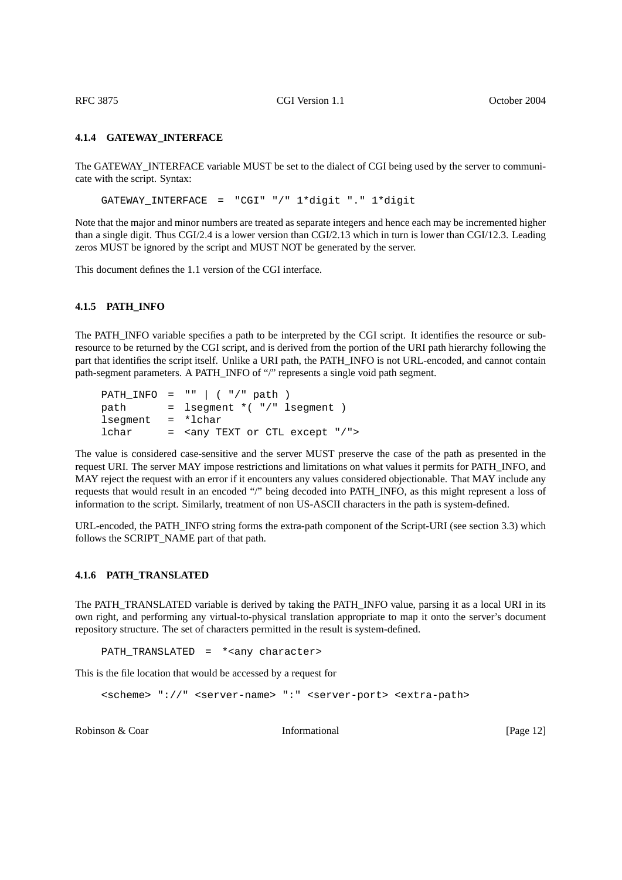### 4.1.4 GATEWAY_INTERFACE

The GATEWAY_INTERFACE variable MUST be set to the dialect of CGI being used by the server to communicate with the script. Syntax:

```
GATEWAY_INTERFACE  =  "CGI" "/" 1*digit "." 1*digit
```

Note that the major and minor numbers are treated as separate integers and hence each may be incremented higher than a single digit. Thus CGI/2.4 is a lower version than CGI/2.13 which in turn is lower than CGI/12.3. Leading zeros MUST be ignored by the script and MUST NOT be generated by the server.

This document defines the 1.1 version of the CGI interface.

### 4.1.5 PATH_INFO

The PATH_INFO variable specifies a path to be interpreted by the CGI script. It identifies the resource or sub-resource to be returned by the CGI script, and is derived from the portion of the URI path hierarchy following the part that identifies the script itself. Unlike a URI path, the PATH_INFO is not URL-encoded, and cannot contain path-segment parameters. A PATH_INFO of "/" represents a single void path segment.

```
PATH_INFO  =  "" | ( "/" path )
path       =  lsegment *( "/" lsegment )
lsegment   =  *lchar
lchar      =  <any TEXT or CTL except "/">
```

The value is considered case-sensitive and the server MUST preserve the case of the path as presented in the request URI. The server MAY impose restrictions and limitations on what values it permits for PATH_INFO, and MAY reject the request with an error if it encounters any values considered objectionable. That MAY include any requests that would result in an encoded "/" being decoded into PATH_INFO, as this might represent a loss of information to the script. Similarly, treatment of non US-ASCII characters in the path is system-defined.

URL-encoded, the PATH_INFO string forms the extra-path component of the Script-URI (see section 3.3) which follows the SCRIPT_NAME part of that path.

### 4.1.6 PATH_TRANSLATED

The PATH_TRANSLATED variable is derived by taking the PATH_INFO value, parsing it as a local URI in its own right, and performing any virtual-to-physical translation appropriate to map it onto the server's document repository structure. The set of characters permitted in the result is system-defined.

```
PATH_TRANSLATED  =  *<any character>
```

This is the file location that would be accessed by a request for

```
<scheme> "://" <server-name> ":" <server-port> <extra-path>
```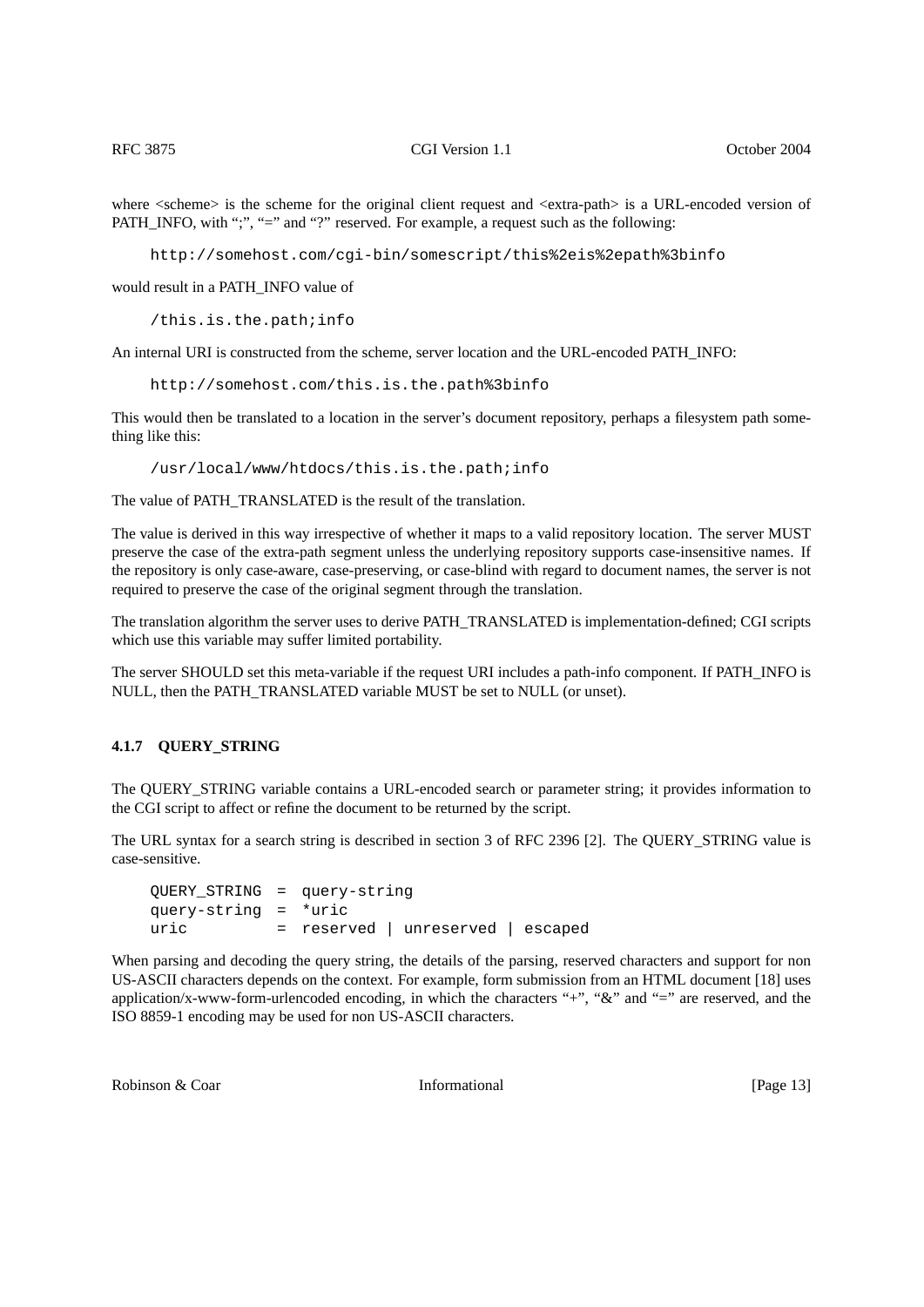where <scheme> is the scheme for the original client request and <extra-path> is a URL-encoded version of PATH_INFO, with ";", "=" and "?" reserved. For example, a request such as the following:

```
http://somehost.com/cgi-bin/somescript/this%2eis%2epath%3binfo
```

would result in a PATH_INFO value of

```
/this.is.the.path;info
```

An internal URI is constructed from the scheme, server location and the URL-encoded PATH_INFO:

```
http://somehost.com/this.is.the.path%3binfo
```

This would then be translated to a location in the server's document repository, perhaps a filesystem path something like this:

```
/usr/local/www/htdocs/this.is.the.path;info
```

The value of PATH_TRANSLATED is the result of the translation.

The value is derived in this way irrespective of whether it maps to a valid repository location. The server MUST preserve the case of the extra-path segment unless the underlying repository supports case-insensitive names. If the repository is only case-aware, case-preserving, or case-blind with regard to document names, the server is not required to preserve the case of the original segment through the translation.

The translation algorithm the server uses to derive PATH_TRANSLATED is implementation-defined; CGI scripts which use this variable may suffer limited portability.

The server SHOULD set this meta-variable if the request URI includes a path-info component. If PATH_INFO is NULL, then the PATH_TRANSLATED variable MUST be set to NULL (or unset).

#### 4.1.7 QUERY_STRING

The QUERY_STRING variable contains a URL-encoded search or parameter string; it provides information to the CGI script to affect or refine the document to be returned by the script.

The URL syntax for a search string is described in section 3 of RFC 2396 [2]. The QUERY_STRING value is case-sensitive.

```
QUERY_STRING = query-string
query-string = *uric
uric         = reserved | unreserved | escaped
```

When parsing and decoding the query string, the details of the parsing, reserved characters and support for non US-ASCII characters depends on the context. For example, form submission from an HTML document [18] uses application/x-www-form-urlencoded encoding, in which the characters "+", "&" and "=" are reserved, and the ISO 8859-1 encoding may be used for non US-ASCII characters.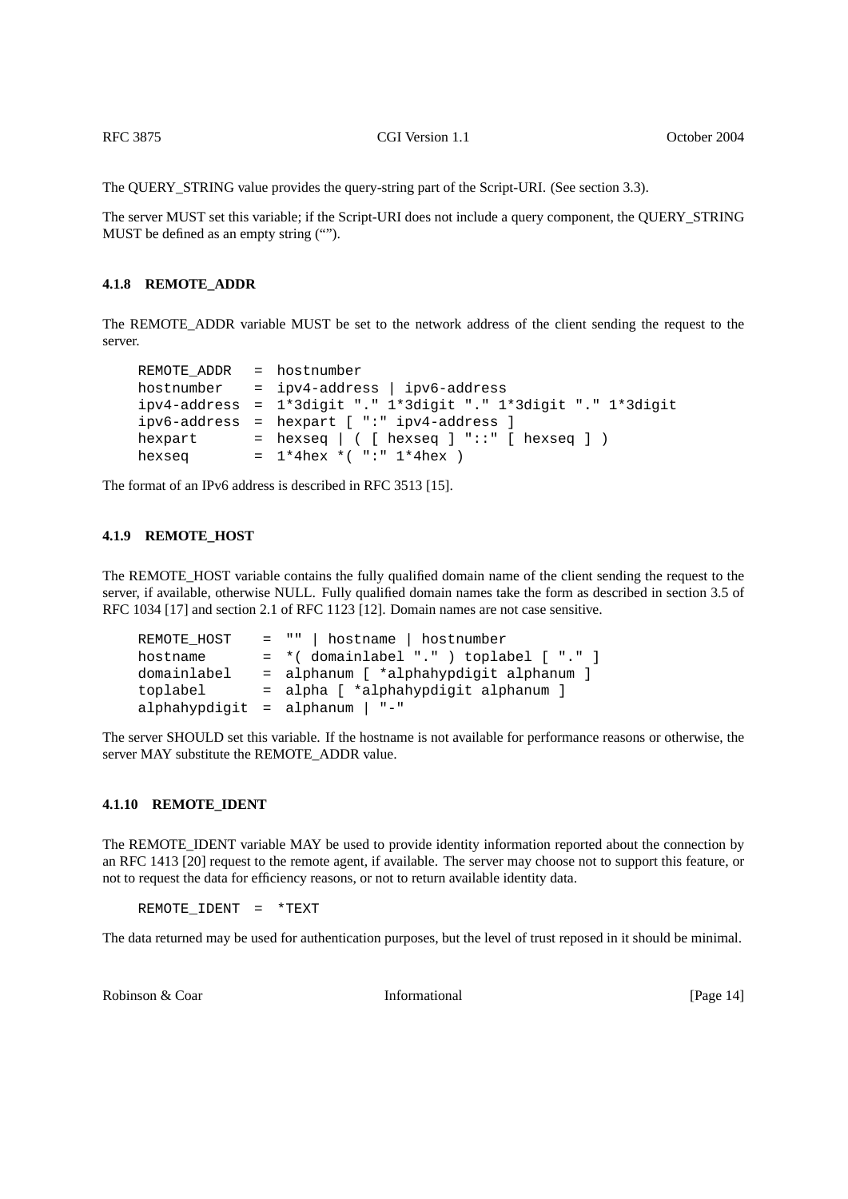The QUERY_STRING value provides the query-string part of the Script-URI. (See section 3.3).

The server MUST set this variable; if the Script-URI does not include a query component, the QUERY_STRING MUST be defined as an empty string ("").

#### 4.1.8 REMOTE_ADDR

The REMOTE_ADDR variable MUST be set to the network address of the client sending the request to the server.

```
REMOTE_ADDR  = hostnumber
hostnumber   = ipv4-address | ipv6-address
ipv4-address = 1*3digit "." 1*3digit "." 1*3digit "." 1*3digit
ipv6-address = hexpart [ ":" ipv4-address ]
hexpart      = hexseq | ( [ hexseq ] "::" [ hexseq ] )
hexseq       = 1*4hex *( ":" 1*4hex )
```

The format of an IPv6 address is described in RFC 3513 [15].

#### 4.1.9 REMOTE_HOST

The REMOTE_HOST variable contains the fully qualified domain name of the client sending the request to the server, if available, otherwise NULL. Fully qualified domain names take the form as described in section 3.5 of RFC 1034 [17] and section 2.1 of RFC 1123 [12]. Domain names are not case sensitive.

```
REMOTE_HOST   = "" | hostname | hostnumber
hostname      = *( domainlabel "." ) toplabel [ "." ]
domainlabel   = alphanum [ *alphahypdigit alphanum ]
toplabel      = alpha [ *alphahypdigit alphanum ]
alphahypdigit = alphanum | "-"
```

The server SHOULD set this variable. If the hostname is not available for performance reasons or otherwise, the server MAY substitute the REMOTE_ADDR value.

#### 4.1.10 REMOTE_IDENT

The REMOTE_IDENT variable MAY be used to provide identity information reported about the connection by an RFC 1413 [20] request to the remote agent, if available. The server may choose not to support this feature, or not to request the data for efficiency reasons, or not to return available identity data.

```
REMOTE_IDENT  =  *TEXT
```

The data returned may be used for authentication purposes, but the level of trust reposed in it should be minimal.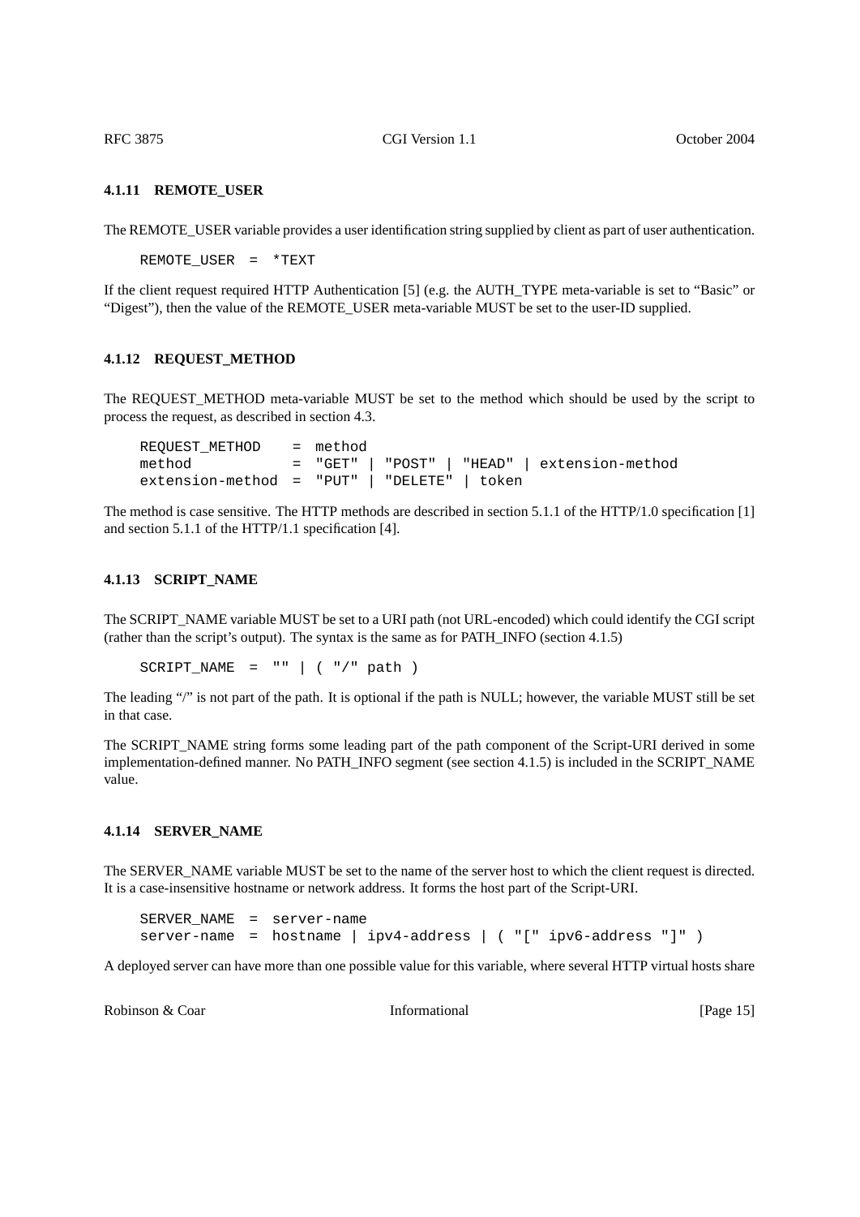#### 4.1.11 REMOTE_USER

The REMOTE_USER variable provides a user identification string supplied by client as part of user authentication.

```
REMOTE_USER  =  *TEXT
```

If the client request required HTTP Authentication [5] (e.g. the AUTH_TYPE meta-variable is set to “Basic” or “Digest”), then the value of the REMOTE_USER meta-variable MUST be set to the user-ID supplied.

#### 4.1.12 REQUEST_METHOD

The REQUEST_METHOD meta-variable MUST be set to the method which should be used by the script to process the request, as described in section 4.3.

```
REQUEST_METHOD    =  method
method            =  "GET" | "POST" | "HEAD" | extension-method
extension-method  =  "PUT" | "DELETE" | token
```

The method is case sensitive. The HTTP methods are described in section 5.1.1 of the HTTP/1.0 specification [1] and section 5.1.1 of the HTTP/1.1 specification [4].

#### 4.1.13 SCRIPT_NAME

The SCRIPT_NAME variable MUST be set to a URI path (not URL-encoded) which could identify the CGI script (rather than the script’s output). The syntax is the same as for PATH_INFO (section 4.1.5)

```
SCRIPT_NAME  =  "" | ( "/" path )
```

The leading “/” is not part of the path. It is optional if the path is NULL; however, the variable MUST still be set in that case.

The SCRIPT_NAME string forms some leading part of the path component of the Script-URI derived in some implementation-defined manner. No PATH_INFO segment (see section 4.1.5) is included in the SCRIPT_NAME value.

#### 4.1.14 SERVER_NAME

The SERVER_NAME variable MUST be set to the name of the server host to which the client request is directed. It is a case-insensitive hostname or network address. It forms the host part of the Script-URI.

```
SERVER_NAME  =  server-name
server-name  =  hostname | ipv4-address | ( "[" ipv6-address "]" )
```

A deployed server can have more than one possible value for this variable, where several HTTP virtual hosts share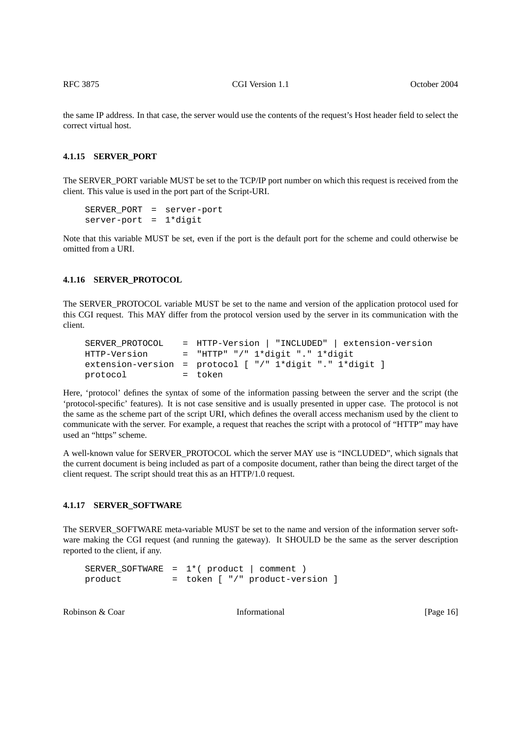the same IP address. In that case, the server would use the contents of the request's Host header field to select the correct virtual host.

#### 4.1.15 SERVER_PORT

The SERVER_PORT variable MUST be set to the TCP/IP port number on which this request is received from the client. This value is used in the port part of the Script-URI.

```
SERVER_PORT  =  server-port
server-port  =  1*digit
```

Note that this variable MUST be set, even if the port is the default port for the scheme and could otherwise be omitted from a URI.

#### 4.1.16 SERVER_PROTOCOL

The SERVER_PROTOCOL variable MUST be set to the name and version of the application protocol used for this CGI request. This MAY differ from the protocol version used by the server in its communication with the client.

```
SERVER_PROTOCOL    = HTTP-Version | "INCLUDED" | extension-version
HTTP-Version       = "HTTP" "/" 1*digit "." 1*digit
extension-version  = protocol [ "/" 1*digit "." 1*digit ]
protocol           = token
```

Here, 'protocol' defines the syntax of some of the information passing between the server and the script (the 'protocol-specific' features). It is not case sensitive and is usually presented in upper case. The protocol is not the same as the scheme part of the script URI, which defines the overall access mechanism used by the client to communicate with the server. For example, a request that reaches the script with a protocol of "HTTP" may have used an "https" scheme.

A well-known value for SERVER_PROTOCOL which the server MAY use is "INCLUDED", which signals that the current document is being included as part of a composite document, rather than being the direct target of the client request. The script should treat this as an HTTP/1.0 request.

#### 4.1.17 SERVER_SOFTWARE

The SERVER_SOFTWARE meta-variable MUST be set to the name and version of the information server software making the CGI request (and running the gateway). It SHOULD be the same as the server description reported to the client, if any.

```
SERVER_SOFTWARE  =  1*( product | comment )
product          =  token [ "/" product-version ]
```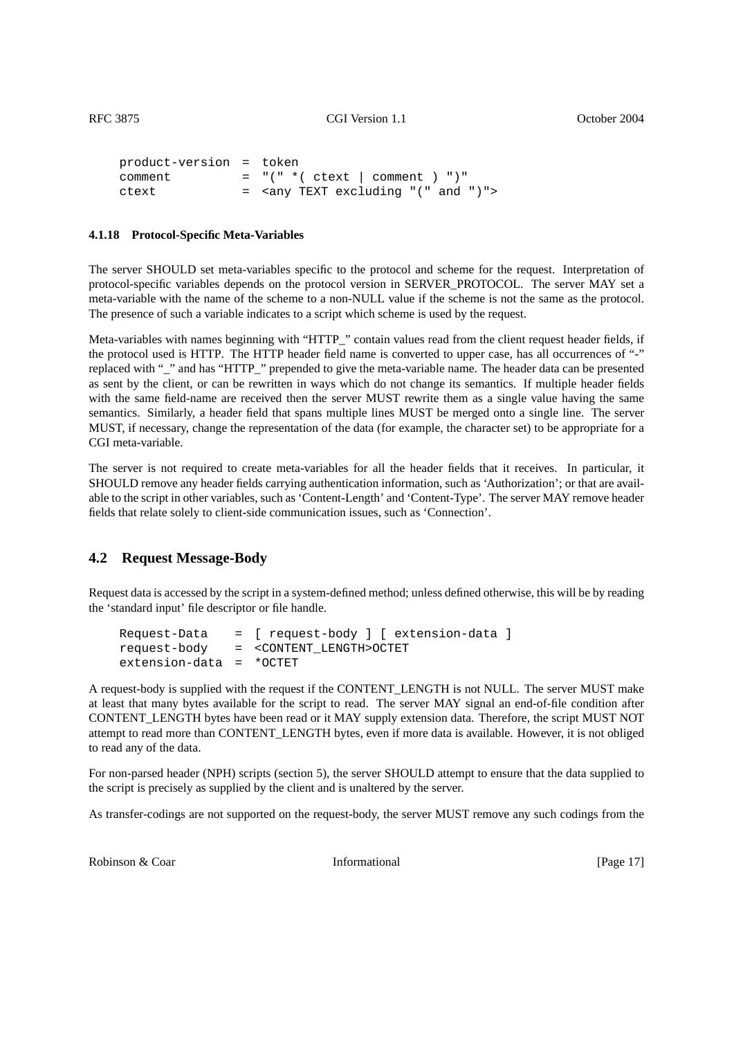```
product-version  =  token
comment          =  "(" *( ctext | comment ) ")"
ctext            =  <any TEXT excluding "(" and ")">
```

#### 4.1.18 Protocol-Specific Meta-Variables

The server SHOULD set meta-variables specific to the protocol and scheme for the request. Interpretation of protocol-specific variables depends on the protocol version in SERVER_PROTOCOL. The server MAY set a meta-variable with the name of the scheme to a non-NULL value if the scheme is not the same as the protocol. The presence of such a variable indicates to a script which scheme is used by the request.

Meta-variables with names beginning with "HTTP_" contain values read from the client request header fields, if the protocol used is HTTP. The HTTP header field name is converted to upper case, has all occurrences of "-" replaced with "_" and has "HTTP_" prepended to give the meta-variable name. The header data can be presented as sent by the client, or can be rewritten in ways which do not change its semantics. If multiple header fields with the same field-name are received then the server MUST rewrite them as a single value having the same semantics. Similarly, a header field that spans multiple lines MUST be merged onto a single line. The server MUST, if necessary, change the representation of the data (for example, the character set) to be appropriate for a CGI meta-variable.

The server is not required to create meta-variables for all the header fields that it receives. In particular, it SHOULD remove any header fields carrying authentication information, such as 'Authorization'; or that are available to the script in other variables, such as 'Content-Length' and 'Content-Type'. The server MAY remove header fields that relate solely to client-side communication issues, such as 'Connection'.

### 4.2 Request Message-Body

Request data is accessed by the script in a system-defined method; unless defined otherwise, this will be by reading the 'standard input' file descriptor or file handle.

```
Request-Data    = [ request-body ] [ extension-data ]
request-body    = <CONTENT_LENGTH>OCTET
extension-data  = *OCTET
```

A request-body is supplied with the request if the CONTENT_LENGTH is not NULL. The server MUST make at least that many bytes available for the script to read. The server MAY signal an end-of-file condition after CONTENT_LENGTH bytes have been read or it MAY supply extension data. Therefore, the script MUST NOT attempt to read more than CONTENT_LENGTH bytes, even if more data is available. However, it is not obliged to read any of the data.

For non-parsed header (NPH) scripts (section 5), the server SHOULD attempt to ensure that the data supplied to the script is precisely as supplied by the client and is unaltered by the server.

As transfer-codings are not supported on the request-body, the server MUST remove any such codings from the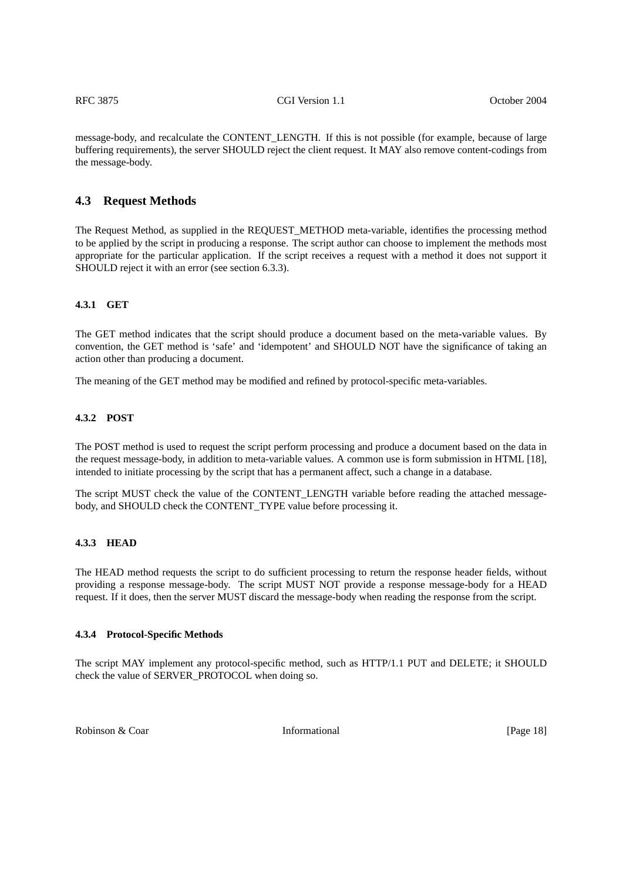message-body, and recalculate the CONTENT_LENGTH. If this is not possible (for example, because of large buffering requirements), the server SHOULD reject the client request. It MAY also remove content-codings from the message-body.

## 4.3 Request Methods

The Request Method, as supplied in the REQUEST_METHOD meta-variable, identifies the processing method to be applied by the script in producing a response. The script author can choose to implement the methods most appropriate for the particular application. If the script receives a request with a method it does not support it SHOULD reject it with an error (see section 6.3.3).

### 4.3.1 GET

The GET method indicates that the script should produce a document based on the meta-variable values. By convention, the GET method is 'safe' and 'idempotent' and SHOULD NOT have the significance of taking an action other than producing a document.

The meaning of the GET method may be modified and refined by protocol-specific meta-variables.

### 4.3.2 POST

The POST method is used to request the script perform processing and produce a document based on the data in the request message-body, in addition to meta-variable values. A common use is form submission in HTML [18], intended to initiate processing by the script that has a permanent affect, such a change in a database.

The script MUST check the value of the CONTENT_LENGTH variable before reading the attached message-body, and SHOULD check the CONTENT_TYPE value before processing it.

### 4.3.3 HEAD

The HEAD method requests the script to do sufficient processing to return the response header fields, without providing a response message-body. The script MUST NOT provide a response message-body for a HEAD request. If it does, then the server MUST discard the message-body when reading the response from the script.

### 4.3.4 Protocol-Specific Methods

The script MAY implement any protocol-specific method, such as HTTP/1.1 PUT and DELETE; it SHOULD check the value of SERVER_PROTOCOL when doing so.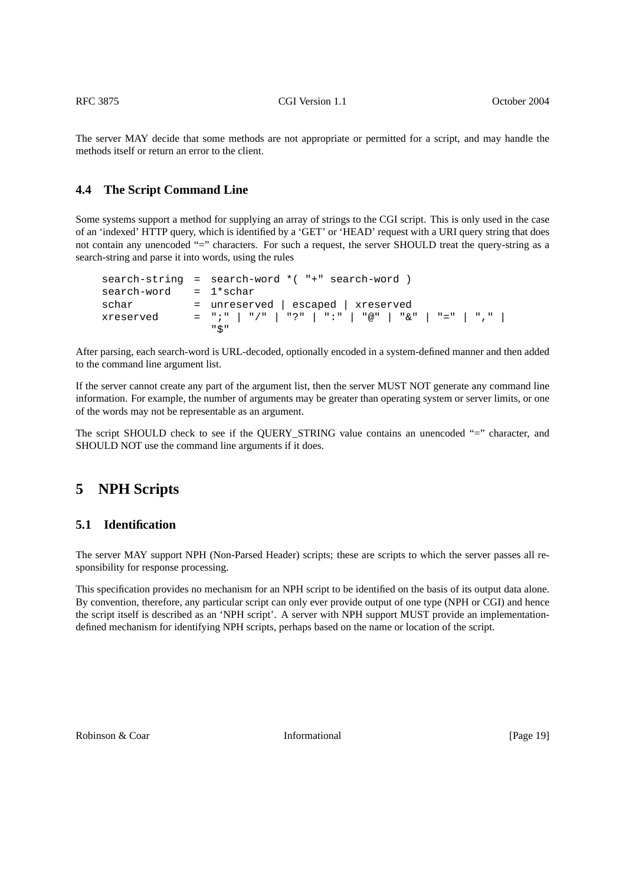The server MAY decide that some methods are not appropriate or permitted for a script, and may handle the methods itself or return an error to the client.

### 4.4 The Script Command Line

Some systems support a method for supplying an array of strings to the CGI script. This is only used in the case of an 'indexed' HTTP query, which is identified by a 'GET' or 'HEAD' request with a URI query string that does not contain any unencoded "=" characters. For such a request, the server SHOULD treat the query-string as a search-string and parse it into words, using the rules

```
search-string  = search-word *( "+" search-word )
search-word    = 1*schar
schar          = unreserved | escaped | xreserved
xreserved      = ";" | "/" | "?" | ":" | "@" | "&" | "=" | "," |
                 "$"
```

After parsing, each search-word is URL-decoded, optionally encoded in a system-defined manner and then added to the command line argument list.

If the server cannot create any part of the argument list, then the server MUST NOT generate any command line information. For example, the number of arguments may be greater than operating system or server limits, or one of the words may not be representable as an argument.

The script SHOULD check to see if the QUERY_STRING value contains an unencoded "=" character, and SHOULD NOT use the command line arguments if it does.

## 5 NPH Scripts

### 5.1 Identification

The server MAY support NPH (Non-Parsed Header) scripts; these are scripts to which the server passes all responsibility for response processing.

This specification provides no mechanism for an NPH script to be identified on the basis of its output data alone. By convention, therefore, any particular script can only ever provide output of one type (NPH or CGI) and hence the script itself is described as an 'NPH script'. A server with NPH support MUST provide an implementation-defined mechanism for identifying NPH scripts, perhaps based on the name or location of the script.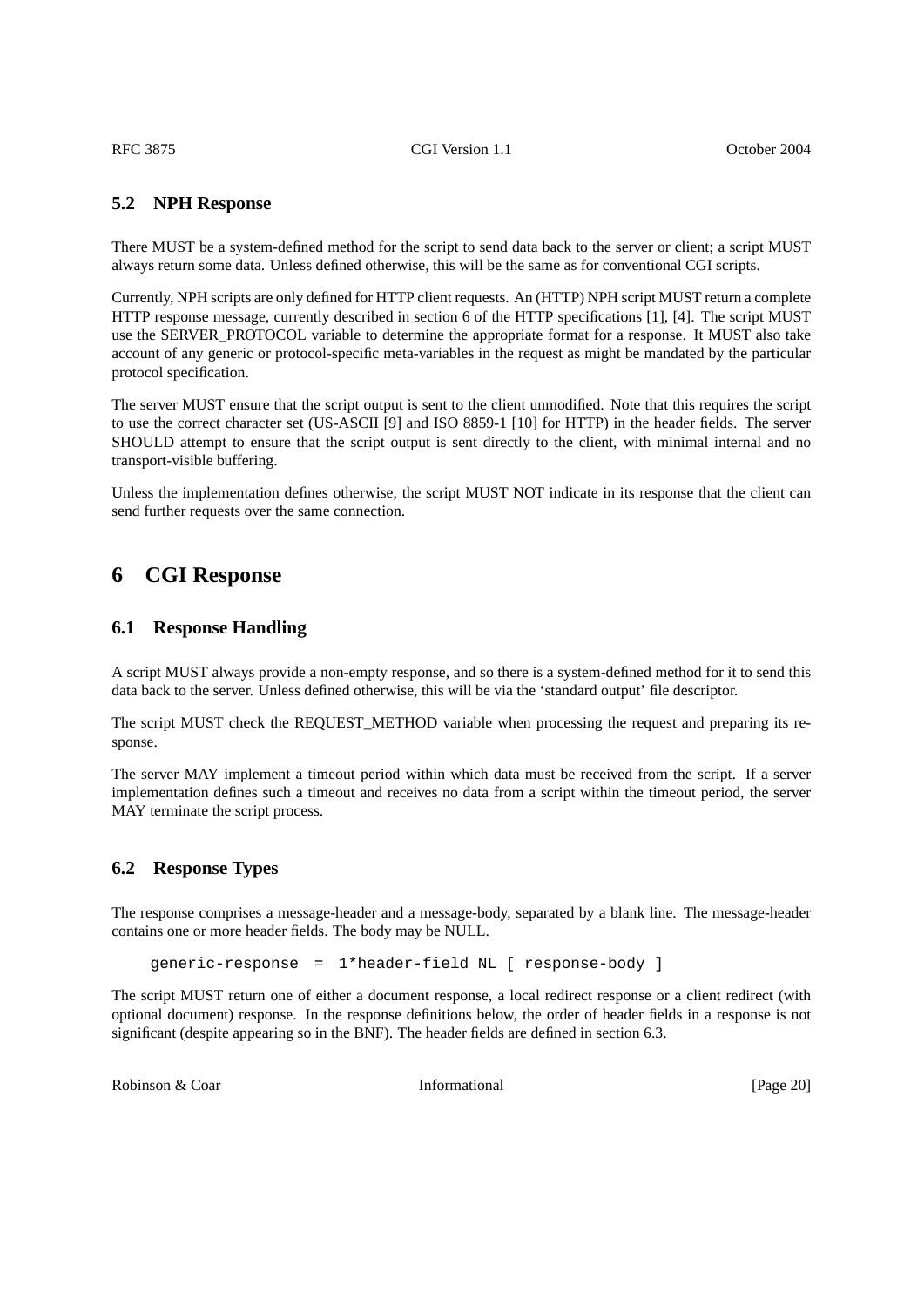### 5.2 NPH Response

There MUST be a system-defined method for the script to send data back to the server or client; a script MUST always return some data. Unless defined otherwise, this will be the same as for conventional CGI scripts.

Currently, NPH scripts are only defined for HTTP client requests. An (HTTP) NPH script MUST return a complete HTTP response message, currently described in section 6 of the HTTP specifications [1], [4]. The script MUST use the SERVER_PROTOCOL variable to determine the appropriate format for a response. It MUST also take account of any generic or protocol-specific meta-variables in the request as might be mandated by the particular protocol specification.

The server MUST ensure that the script output is sent to the client unmodified. Note that this requires the script to use the correct character set (US-ASCII [9] and ISO 8859-1 [10] for HTTP) in the header fields. The server SHOULD attempt to ensure that the script output is sent directly to the client, with minimal internal and no transport-visible buffering.

Unless the implementation defines otherwise, the script MUST NOT indicate in its response that the client can send further requests over the same connection.

## 6 CGI Response

### 6.1 Response Handling

A script MUST always provide a non-empty response, and so there is a system-defined method for it to send this data back to the server. Unless defined otherwise, this will be via the 'standard output' file descriptor.

The script MUST check the REQUEST_METHOD variable when processing the request and preparing its response.

The server MAY implement a timeout period within which data must be received from the script. If a server implementation defines such a timeout and receives no data from a script within the timeout period, the server MAY terminate the script process.

### 6.2 Response Types

The response comprises a message-header and a message-body, separated by a blank line. The message-header contains one or more header fields. The body may be NULL.

```
generic-response  =  1*header-field NL [ response-body ]
```

The script MUST return one of either a document response, a local redirect response or a client redirect (with optional document) response. In the response definitions below, the order of header fields in a response is not significant (despite appearing so in the BNF). The header fields are defined in section 6.3.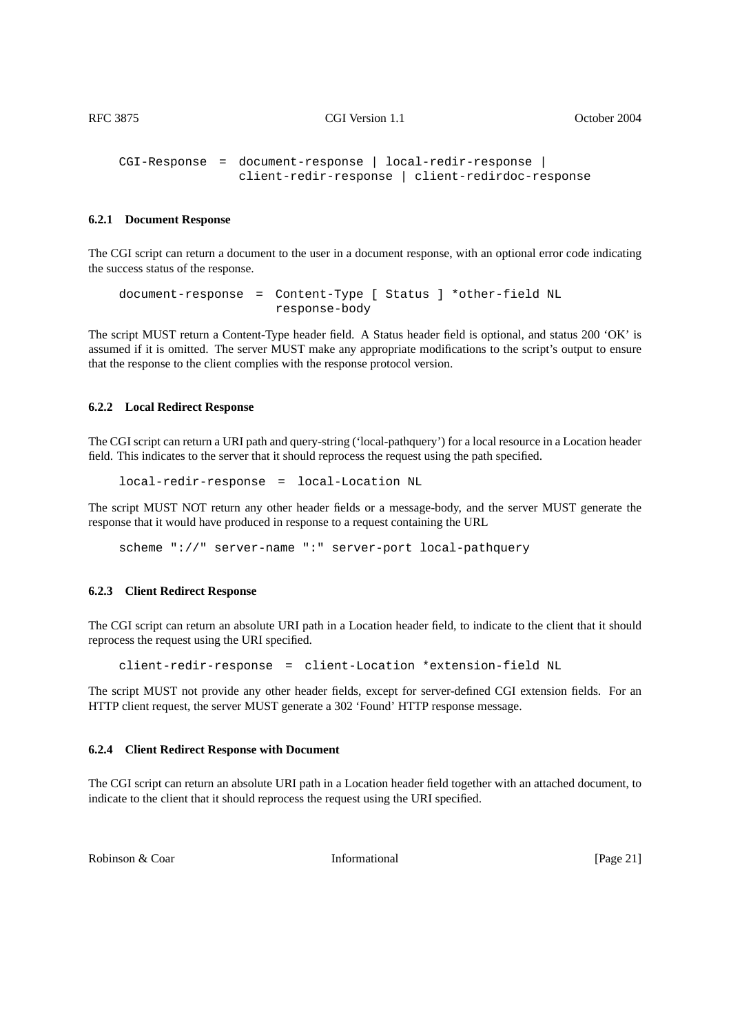```
CGI-Response  =  document-response | local-redir-response |
                 client-redir-response | client-redirdoc-response
```

#### 6.2.1 Document Response

The CGI script can return a document to the user in a document response, with an optional error code indicating the success status of the response.

```
document-response  =  Content-Type [ Status ] *other-field NL
                      response-body
```

The script MUST return a Content-Type header field. A Status header field is optional, and status 200 'OK' is assumed if it is omitted. The server MUST make any appropriate modifications to the script's output to ensure that the response to the client complies with the response protocol version.

#### 6.2.2 Local Redirect Response

The CGI script can return a URI path and query-string ('local-pathquery') for a local resource in a Location header field. This indicates to the server that it should reprocess the request using the path specified.

```
local-redir-response  =  local-Location NL
```

The script MUST NOT return any other header fields or a message-body, and the server MUST generate the response that it would have produced in response to a request containing the URL

```
scheme "://" server-name ":" server-port local-pathquery
```

#### 6.2.3 Client Redirect Response

The CGI script can return an absolute URI path in a Location header field, to indicate to the client that it should reprocess the request using the URI specified.

```
client-redir-response  =  client-Location *extension-field NL
```

The script MUST not provide any other header fields, except for server-defined CGI extension fields. For an HTTP client request, the server MUST generate a 302 'Found' HTTP response message.

#### 6.2.4 Client Redirect Response with Document

The CGI script can return an absolute URI path in a Location header field together with an attached document, to indicate to the client that it should reprocess the request using the URI specified.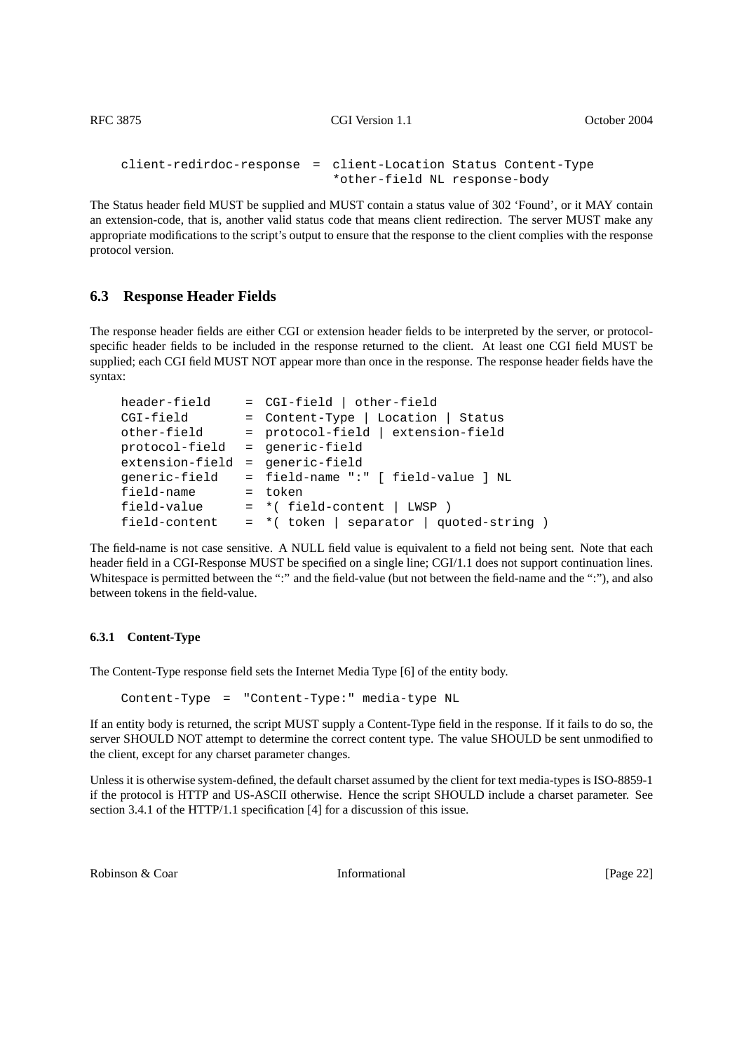```
client-redirdoc-response  =  client-Location Status Content-Type
                             *other-field NL response-body
```

The Status header field MUST be supplied and MUST contain a status value of 302 ‘Found’, or it MAY contain an extension-code, that is, another valid status code that means client redirection. The server MUST make any appropriate modifications to the script’s output to ensure that the response to the client complies with the response protocol version.

## 6.3 Response Header Fields

The response header fields are either CGI or extension header fields to be interpreted by the server, or protocol-specific header fields to be included in the response returned to the client. At least one CGI field MUST be supplied; each CGI field MUST NOT appear more than once in the response. The response header fields have the syntax:

```
header-field     = CGI-field | other-field
CGI-field        = Content-Type | Location | Status
other-field      = protocol-field | extension-field
protocol-field   = generic-field
extension-field  = generic-field
generic-field    = field-name ":" [ field-value ] NL
field-name       = token
field-value      = *( field-content | LWSP )
field-content    = *( token | separator | quoted-string )
```

The field-name is not case sensitive. A NULL field value is equivalent to a field not being sent. Note that each header field in a CGI-Response MUST be specified on a single line; CGI/1.1 does not support continuation lines. Whitespace is permitted between the “:” and the field-value (but not between the field-name and the “:”), and also between tokens in the field-value.

### 6.3.1 Content-Type

The Content-Type response field sets the Internet Media Type [6] of the entity body.

```
Content-Type  =  "Content-Type:" media-type NL
```

If an entity body is returned, the script MUST supply a Content-Type field in the response. If it fails to do so, the server SHOULD NOT attempt to determine the correct content type. The value SHOULD be sent unmodified to the client, except for any charset parameter changes.

Unless it is otherwise system-defined, the default charset assumed by the client for text media-types is ISO-8859-1 if the protocol is HTTP and US-ASCII otherwise. Hence the script SHOULD include a charset parameter. See section 3.4.1 of the HTTP/1.1 specification [4] for a discussion of this issue.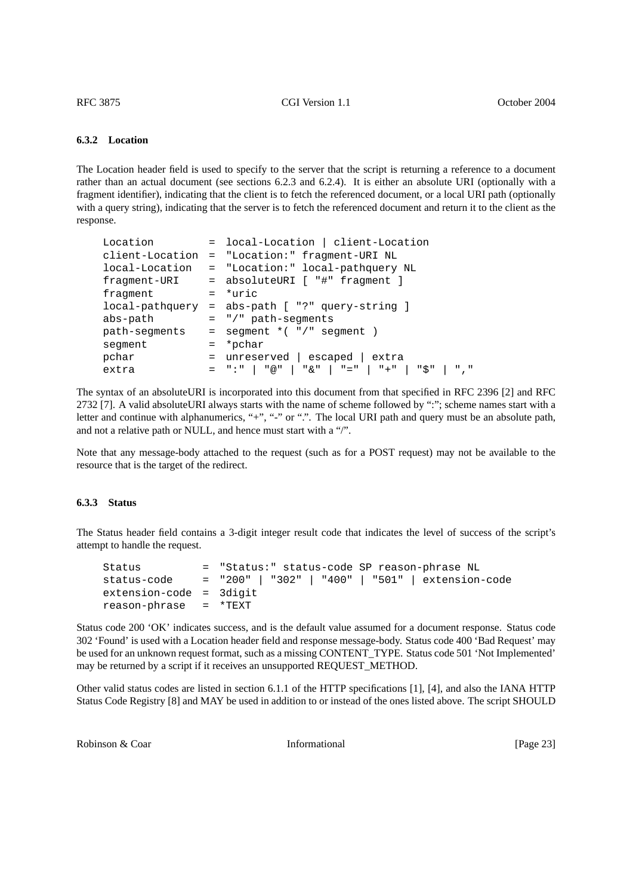### 6.3.2 Location

The Location header field is used to specify to the server that the script is returning a reference to a document rather than an actual document (see sections 6.2.3 and 6.2.4). It is either an absolute URI (optionally with a fragment identifier), indicating that the client is to fetch the referenced document, or a local URI path (optionally with a query string), indicating that the server is to fetch the referenced document and return it to the client as the response.

```
Location        = local-Location | client-Location
client-Location = "Location:" fragment-URI NL
local-Location  = "Location:" local-pathquery NL
fragment-URI    = absoluteURI [ "#" fragment ]
fragment        = *uric
local-pathquery = abs-path [ "?" query-string ]
abs-path        = "/" path-segments
path-segments   = segment *( "/" segment )
segment         = *pchar
pchar           = unreserved | escaped | extra
extra           = ":" | "@" | "&" | "=" | "+" | "$" | ","
```

The syntax of an absoluteURI is incorporated into this document from that specified in RFC 2396 [2] and RFC 2732 [7]. A valid absoluteURI always starts with the name of scheme followed by ":"; scheme names start with a letter and continue with alphanumerics, "+", "-" or ".". The local URI path and query must be an absolute path, and not a relative path or NULL, and hence must start with a "/".

Note that any message-body attached to the request (such as for a POST request) may not be available to the resource that is the target of the redirect.

### 6.3.3 Status

The Status header field contains a 3-digit integer result code that indicates the level of success of the script's attempt to handle the request.

```
Status         = "Status:" status-code SP reason-phrase NL
status-code    = "200" | "302" | "400" | "501" | extension-code
extension-code = 3digit
reason-phrase  = *TEXT
```

Status code 200 'OK' indicates success, and is the default value assumed for a document response. Status code 302 'Found' is used with a Location header field and response message-body. Status code 400 'Bad Request' may be used for an unknown request format, such as a missing CONTENT_TYPE. Status code 501 'Not Implemented' may be returned by a script if it receives an unsupported REQUEST_METHOD.

Other valid status codes are listed in section 6.1.1 of the HTTP specifications [1], [4], and also the IANA HTTP Status Code Registry [8] and MAY be used in addition to or instead of the ones listed above. The script SHOULD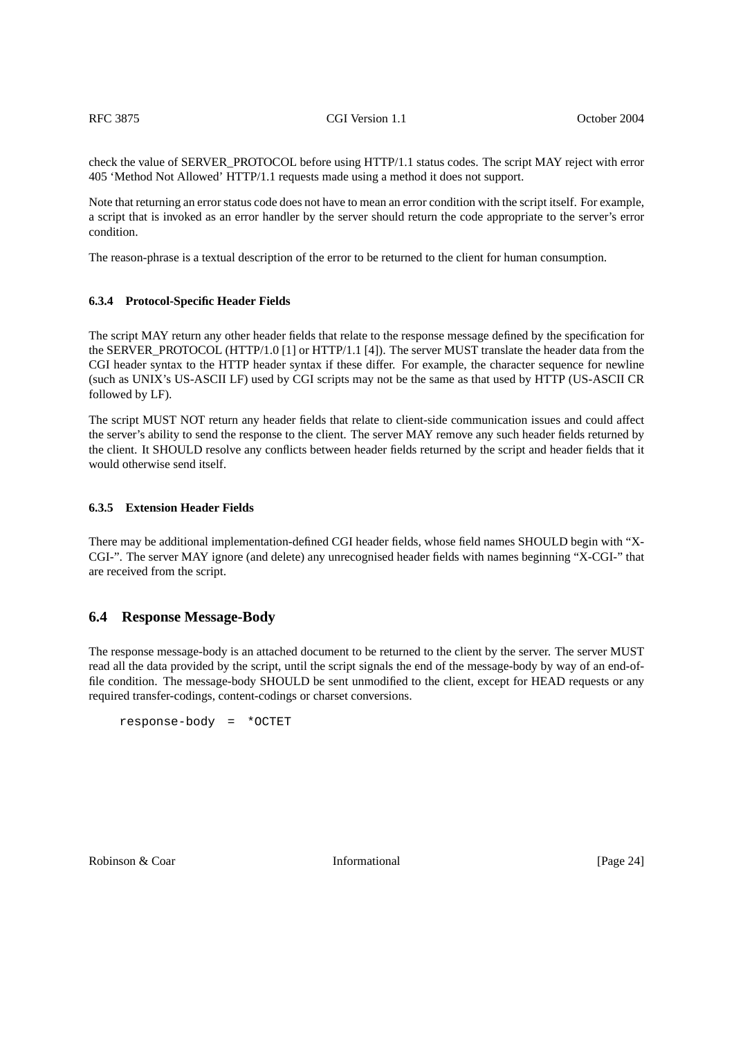check the value of SERVER_PROTOCOL before using HTTP/1.1 status codes. The script MAY reject with error 405 'Method Not Allowed' HTTP/1.1 requests made using a method it does not support.

Note that returning an error status code does not have to mean an error condition with the script itself. For example, a script that is invoked as an error handler by the server should return the code appropriate to the server's error condition.

The reason-phrase is a textual description of the error to be returned to the client for human consumption.

#### 6.3.4 Protocol-Specific Header Fields

The script MAY return any other header fields that relate to the response message defined by the specification for the SERVER_PROTOCOL (HTTP/1.0 [1] or HTTP/1.1 [4]). The server MUST translate the header data from the CGI header syntax to the HTTP header syntax if these differ. For example, the character sequence for newline (such as UNIX's US-ASCII LF) used by CGI scripts may not be the same as that used by HTTP (US-ASCII CR followed by LF).

The script MUST NOT return any header fields that relate to client-side communication issues and could affect the server's ability to send the response to the client. The server MAY remove any such header fields returned by the client. It SHOULD resolve any conflicts between header fields returned by the script and header fields that it would otherwise send itself.

#### 6.3.5 Extension Header Fields

There may be additional implementation-defined CGI header fields, whose field names SHOULD begin with "X-CGI-". The server MAY ignore (and delete) any unrecognised header fields with names beginning "X-CGI-" that are received from the script.

### 6.4 Response Message-Body

The response message-body is an attached document to be returned to the client by the server. The server MUST read all the data provided by the script, until the script signals the end of the message-body by way of an end-of-file condition. The message-body SHOULD be sent unmodified to the client, except for HEAD requests or any required transfer-codings, content-codings or charset conversions.

```
response-body = *OCTET
```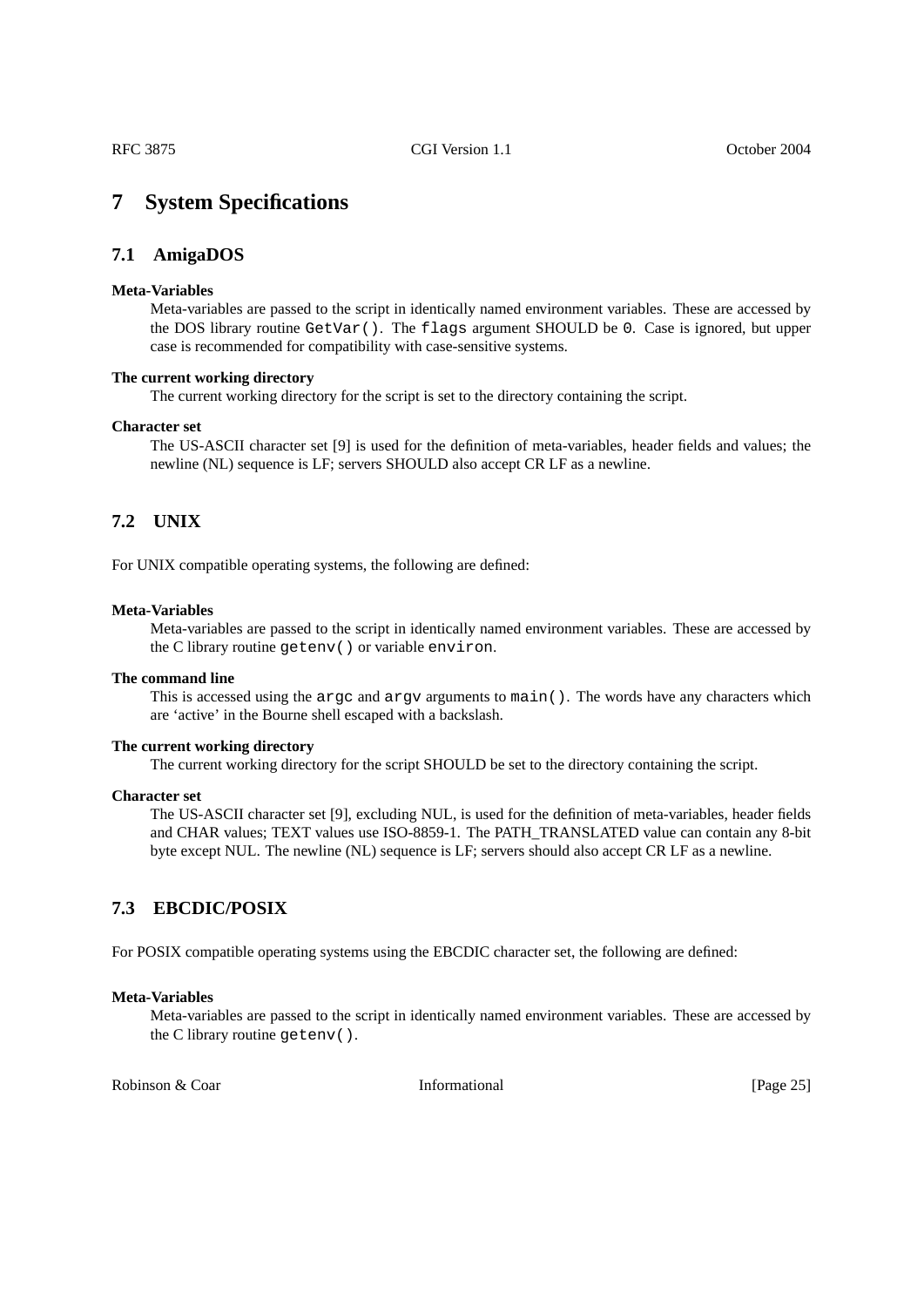# 7 System Specifications

## 7.1 AmigaDOS

**Meta-Variables**

Meta-variables are passed to the script in identically named environment variables. These are accessed by the DOS library routine `GetVar()`. The `flags` argument SHOULD be `0`. Case is ignored, but upper case is recommended for compatibility with case-sensitive systems.

**The current working directory**

The current working directory for the script is set to the directory containing the script.

**Character set**

The US-ASCII character set [9] is used for the definition of meta-variables, header fields and values; the newline (NL) sequence is LF; servers SHOULD also accept CR LF as a newline.

## 7.2 UNIX

For UNIX compatible operating systems, the following are defined:

**Meta-Variables**

Meta-variables are passed to the script in identically named environment variables. These are accessed by the C library routine `getenv()` or variable `environ`.

**The command line**

This is accessed using the `argc` and `argv` arguments to `main()`. The words have any characters which are 'active' in the Bourne shell escaped with a backslash.

**The current working directory**

The current working directory for the script SHOULD be set to the directory containing the script.

**Character set**

The US-ASCII character set [9], excluding NUL, is used for the definition of meta-variables, header fields and CHAR values; TEXT values use ISO-8859-1. The PATH_TRANSLATED value can contain any 8-bit byte except NUL. The newline (NL) sequence is LF; servers should also accept CR LF as a newline.

## 7.3 EBCDIC/POSIX

For POSIX compatible operating systems using the EBCDIC character set, the following are defined:

**Meta-Variables**

Meta-variables are passed to the script in identically named environment variables. These are accessed by the C library routine `getenv()`.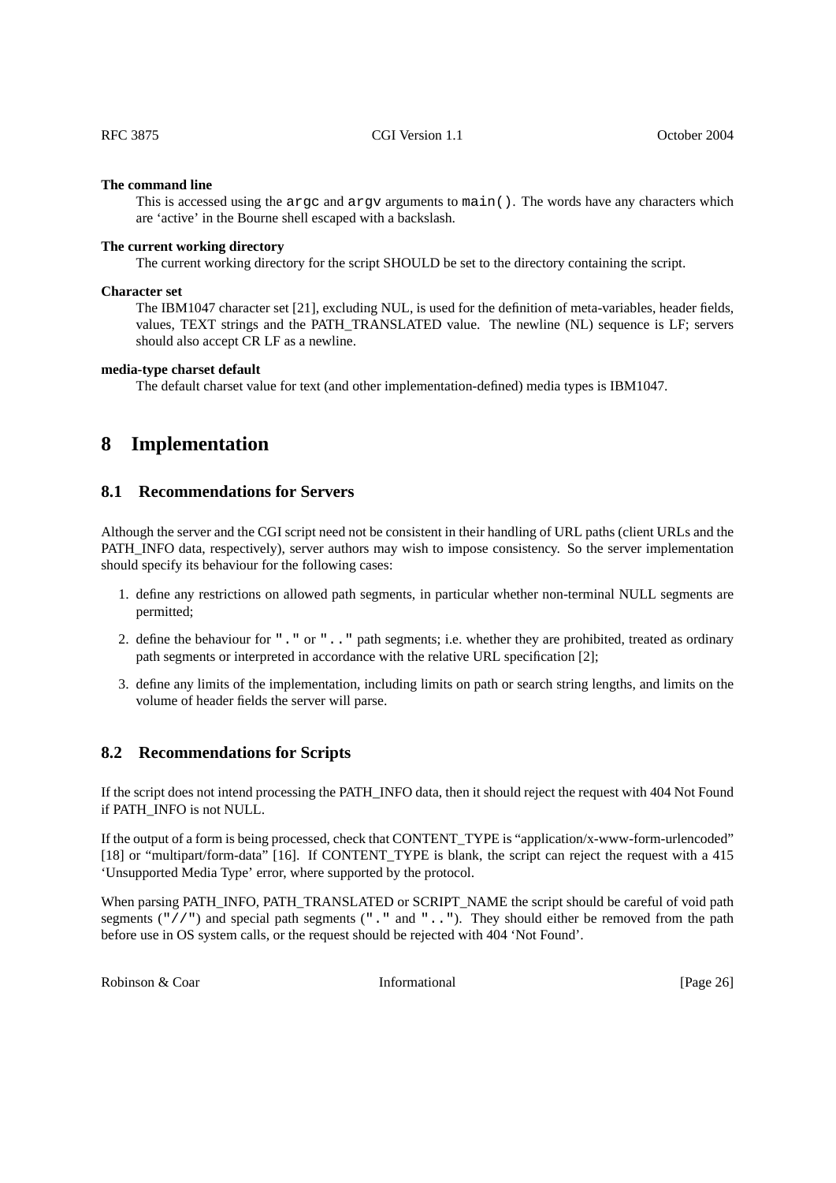**The command line**

This is accessed using the `argc` and `argv` arguments to `main()`. The words have any characters which are 'active' in the Bourne shell escaped with a backslash.

**The current working directory**

The current working directory for the script SHOULD be set to the directory containing the script.

**Character set**

The IBM1047 character set [21], excluding NUL, is used for the definition of meta-variables, header fields, values, TEXT strings and the PATH_TRANSLATED value. The newline (NL) sequence is LF; servers should also accept CR LF as a newline.

**media-type charset default**

The default charset value for text (and other implementation-defined) media types is IBM1047.

# 8 Implementation

## 8.1 Recommendations for Servers

Although the server and the CGI script need not be consistent in their handling of URL paths (client URLs and the PATH_INFO data, respectively), server authors may wish to impose consistency. So the server implementation should specify its behaviour for the following cases:

1. define any restrictions on allowed path segments, in particular whether non-terminal NULL segments are permitted;
2. define the behaviour for `"."` or `".."` path segments; i.e. whether they are prohibited, treated as ordinary path segments or interpreted in accordance with the relative URL specification [2];
3. define any limits of the implementation, including limits on path or search string lengths, and limits on the volume of header fields the server will parse.

## 8.2 Recommendations for Scripts

If the script does not intend processing the PATH_INFO data, then it should reject the request with 404 Not Found if PATH_INFO is not NULL.

If the output of a form is being processed, check that CONTENT_TYPE is "application/x-www-form-urlencoded" [18] or "multipart/form-data" [16]. If CONTENT_TYPE is blank, the script can reject the request with a 415 'Unsupported Media Type' error, where supported by the protocol.

When parsing PATH_INFO, PATH_TRANSLATED or SCRIPT_NAME the script should be careful of void path segments (`"//"`) and special path segments (`"."` and `".."`). They should either be removed from the path before use in OS system calls, or the request should be rejected with 404 'Not Found'.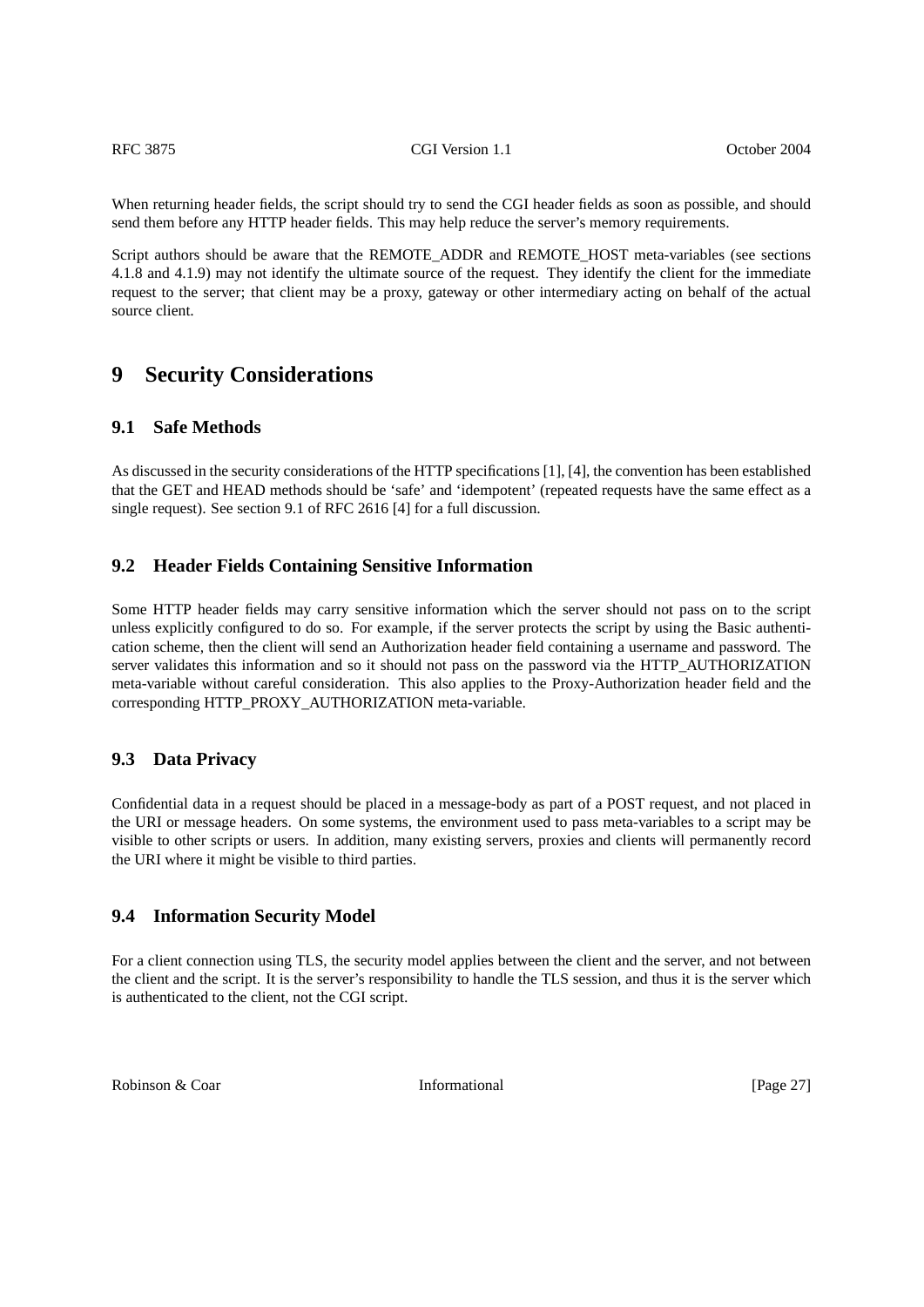When returning header fields, the script should try to send the CGI header fields as soon as possible, and should send them before any HTTP header fields. This may help reduce the server's memory requirements.

Script authors should be aware that the REMOTE_ADDR and REMOTE_HOST meta-variables (see sections 4.1.8 and 4.1.9) may not identify the ultimate source of the request. They identify the client for the immediate request to the server; that client may be a proxy, gateway or other intermediary acting on behalf of the actual source client.

# 9 Security Considerations

## 9.1 Safe Methods

As discussed in the security considerations of the HTTP specifications [1], [4], the convention has been established that the GET and HEAD methods should be 'safe' and 'idempotent' (repeated requests have the same effect as a single request). See section 9.1 of RFC 2616 [4] for a full discussion.

## 9.2 Header Fields Containing Sensitive Information

Some HTTP header fields may carry sensitive information which the server should not pass on to the script unless explicitly configured to do so. For example, if the server protects the script by using the Basic authentication scheme, then the client will send an Authorization header field containing a username and password. The server validates this information and so it should not pass on the password via the HTTP_AUTHORIZATION meta-variable without careful consideration. This also applies to the Proxy-Authorization header field and the corresponding HTTP_PROXY_AUTHORIZATION meta-variable.

## 9.3 Data Privacy

Confidential data in a request should be placed in a message-body as part of a POST request, and not placed in the URI or message headers. On some systems, the environment used to pass meta-variables to a script may be visible to other scripts or users. In addition, many existing servers, proxies and clients will permanently record the URI where it might be visible to third parties.

## 9.4 Information Security Model

For a client connection using TLS, the security model applies between the client and the server, and not between the client and the script. It is the server's responsibility to handle the TLS session, and thus it is the server which is authenticated to the client, not the CGI script.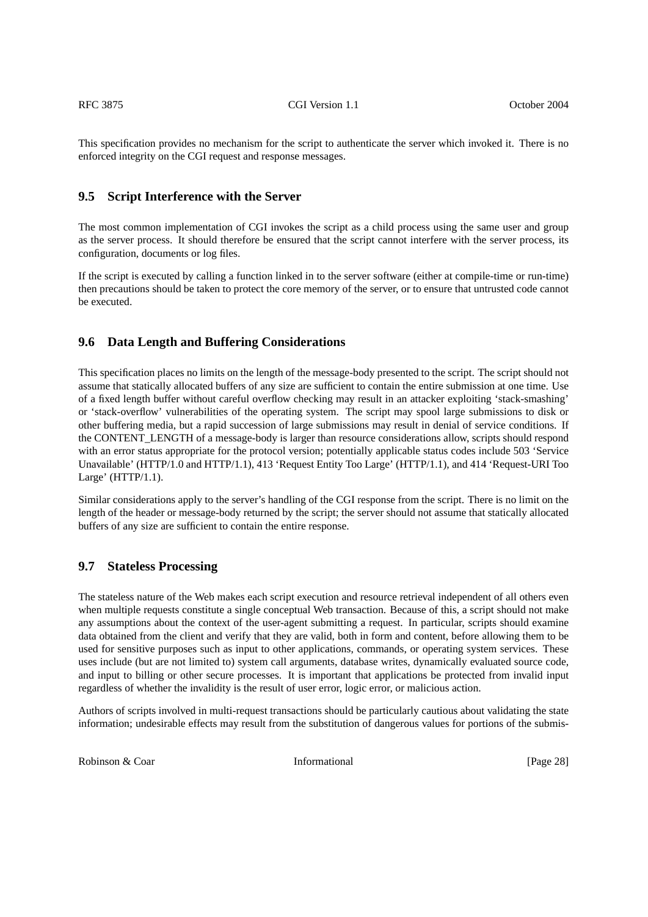This specification provides no mechanism for the script to authenticate the server which invoked it. There is no enforced integrity on the CGI request and response messages.

### 9.5 Script Interference with the Server

The most common implementation of CGI invokes the script as a child process using the same user and group as the server process. It should therefore be ensured that the script cannot interfere with the server process, its configuration, documents or log files.

If the script is executed by calling a function linked in to the server software (either at compile-time or run-time) then precautions should be taken to protect the core memory of the server, or to ensure that untrusted code cannot be executed.

### 9.6 Data Length and Buffering Considerations

This specification places no limits on the length of the message-body presented to the script. The script should not assume that statically allocated buffers of any size are sufficient to contain the entire submission at one time. Use of a fixed length buffer without careful overflow checking may result in an attacker exploiting 'stack-smashing' or 'stack-overflow' vulnerabilities of the operating system. The script may spool large submissions to disk or other buffering media, but a rapid succession of large submissions may result in denial of service conditions. If the CONTENT_LENGTH of a message-body is larger than resource considerations allow, scripts should respond with an error status appropriate for the protocol version; potentially applicable status codes include 503 'Service Unavailable' (HTTP/1.0 and HTTP/1.1), 413 'Request Entity Too Large' (HTTP/1.1), and 414 'Request-URI Too Large' (HTTP/1.1).

Similar considerations apply to the server's handling of the CGI response from the script. There is no limit on the length of the header or message-body returned by the script; the server should not assume that statically allocated buffers of any size are sufficient to contain the entire response.

### 9.7 Stateless Processing

The stateless nature of the Web makes each script execution and resource retrieval independent of all others even when multiple requests constitute a single conceptual Web transaction. Because of this, a script should not make any assumptions about the context of the user-agent submitting a request. In particular, scripts should examine data obtained from the client and verify that they are valid, both in form and content, before allowing them to be used for sensitive purposes such as input to other applications, commands, or operating system services. These uses include (but are not limited to) system call arguments, database writes, dynamically evaluated source code, and input to billing or other secure processes. It is important that applications be protected from invalid input regardless of whether the invalidity is the result of user error, logic error, or malicious action.

Authors of scripts involved in multi-request transactions should be particularly cautious about validating the state information; undesirable effects may result from the substitution of dangerous values for portions of the submis-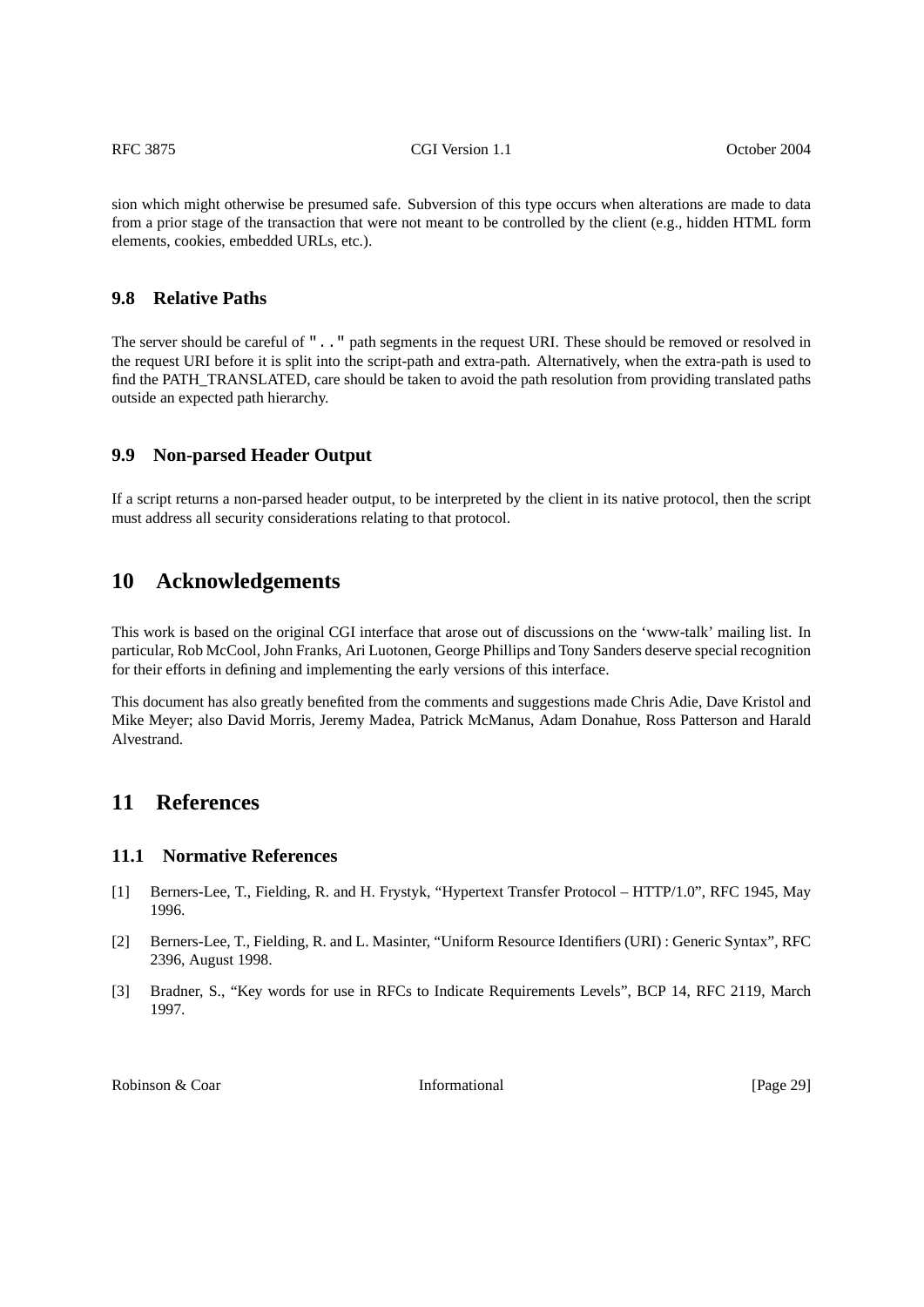sion which might otherwise be presumed safe. Subversion of this type occurs when alterations are made to data from a prior stage of the transaction that were not meant to be controlled by the client (e.g., hidden HTML form elements, cookies, embedded URLs, etc.).

### 9.8 Relative Paths

The server should be careful of `".."` path segments in the request URI. These should be removed or resolved in the request URI before it is split into the script-path and extra-path. Alternatively, when the extra-path is used to find the PATH_TRANSLATED, care should be taken to avoid the path resolution from providing translated paths outside an expected path hierarchy.

### 9.9 Non-parsed Header Output

If a script returns a non-parsed header output, to be interpreted by the client in its native protocol, then the script must address all security considerations relating to that protocol.

## 10 Acknowledgements

This work is based on the original CGI interface that arose out of discussions on the 'www-talk' mailing list. In particular, Rob McCool, John Franks, Ari Luotonen, George Phillips and Tony Sanders deserve special recognition for their efforts in defining and implementing the early versions of this interface.

This document has also greatly benefited from the comments and suggestions made Chris Adie, Dave Kristol and Mike Meyer; also David Morris, Jeremy Madea, Patrick McManus, Adam Donahue, Ross Patterson and Harald Alvestrand.

## 11 References

### 11.1 Normative References

[1] Berners-Lee, T., Fielding, R. and H. Frystyk, "Hypertext Transfer Protocol – HTTP/1.0", RFC 1945, May 1996.

[2] Berners-Lee, T., Fielding, R. and L. Masinter, "Uniform Resource Identifiers (URI) : Generic Syntax", RFC 2396, August 1998.

[3] Bradner, S., "Key words for use in RFCs to Indicate Requirements Levels", BCP 14, RFC 2119, March 1997.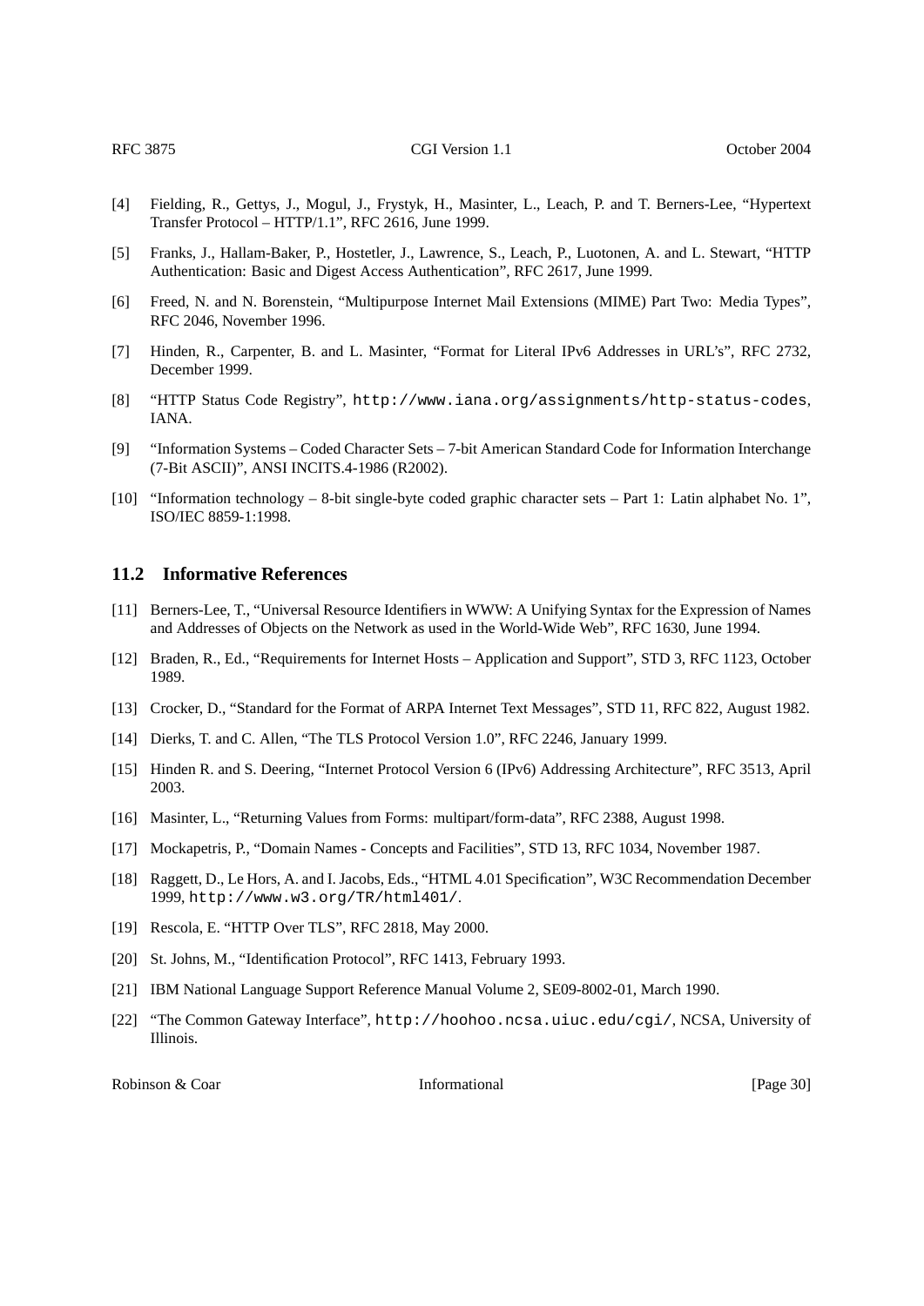[4] Fielding, R., Gettys, J., Mogul, J., Frystyk, H., Masinter, L., Leach, P. and T. Berners-Lee, "Hypertext Transfer Protocol – HTTP/1.1", RFC 2616, June 1999.

[5] Franks, J., Hallam-Baker, P., Hostetler, J., Lawrence, S., Leach, P., Luotonen, A. and L. Stewart, "HTTP Authentication: Basic and Digest Access Authentication", RFC 2617, June 1999.

[6] Freed, N. and N. Borenstein, "Multipurpose Internet Mail Extensions (MIME) Part Two: Media Types", RFC 2046, November 1996.

[7] Hinden, R., Carpenter, B. and L. Masinter, "Format for Literal IPv6 Addresses in URL's", RFC 2732, December 1999.

[8] "HTTP Status Code Registry", `http://www.iana.org/assignments/http-status-codes`, IANA.

[9] "Information Systems – Coded Character Sets – 7-bit American Standard Code for Information Interchange (7-Bit ASCII)", ANSI INCITS.4-1986 (R2002).

[10] "Information technology – 8-bit single-byte coded graphic character sets – Part 1: Latin alphabet No. 1", ISO/IEC 8859-1:1998.

## 11.2 Informative References

[11] Berners-Lee, T., "Universal Resource Identifiers in WWW: A Unifying Syntax for the Expression of Names and Addresses of Objects on the Network as used in the World-Wide Web", RFC 1630, June 1994.

[12] Braden, R., Ed., "Requirements for Internet Hosts – Application and Support", STD 3, RFC 1123, October 1989.

[13] Crocker, D., "Standard for the Format of ARPA Internet Text Messages", STD 11, RFC 822, August 1982.

[14] Dierks, T. and C. Allen, "The TLS Protocol Version 1.0", RFC 2246, January 1999.

[15] Hinden R. and S. Deering, "Internet Protocol Version 6 (IPv6) Addressing Architecture", RFC 3513, April 2003.

[16] Masinter, L., "Returning Values from Forms: multipart/form-data", RFC 2388, August 1998.

[17] Mockapetris, P., "Domain Names - Concepts and Facilities", STD 13, RFC 1034, November 1987.

[18] Raggett, D., Le Hors, A. and I. Jacobs, Eds., "HTML 4.01 Specification", W3C Recommendation December 1999, `http://www.w3.org/TR/html401/`.

[19] Rescola, E. "HTTP Over TLS", RFC 2818, May 2000.

[20] St. Johns, M., "Identification Protocol", RFC 1413, February 1993.

[21] IBM National Language Support Reference Manual Volume 2, SE09-8002-01, March 1990.

[22] "The Common Gateway Interface", `http://hoohoo.ncsa.uiuc.edu/cgi/`, NCSA, University of Illinois.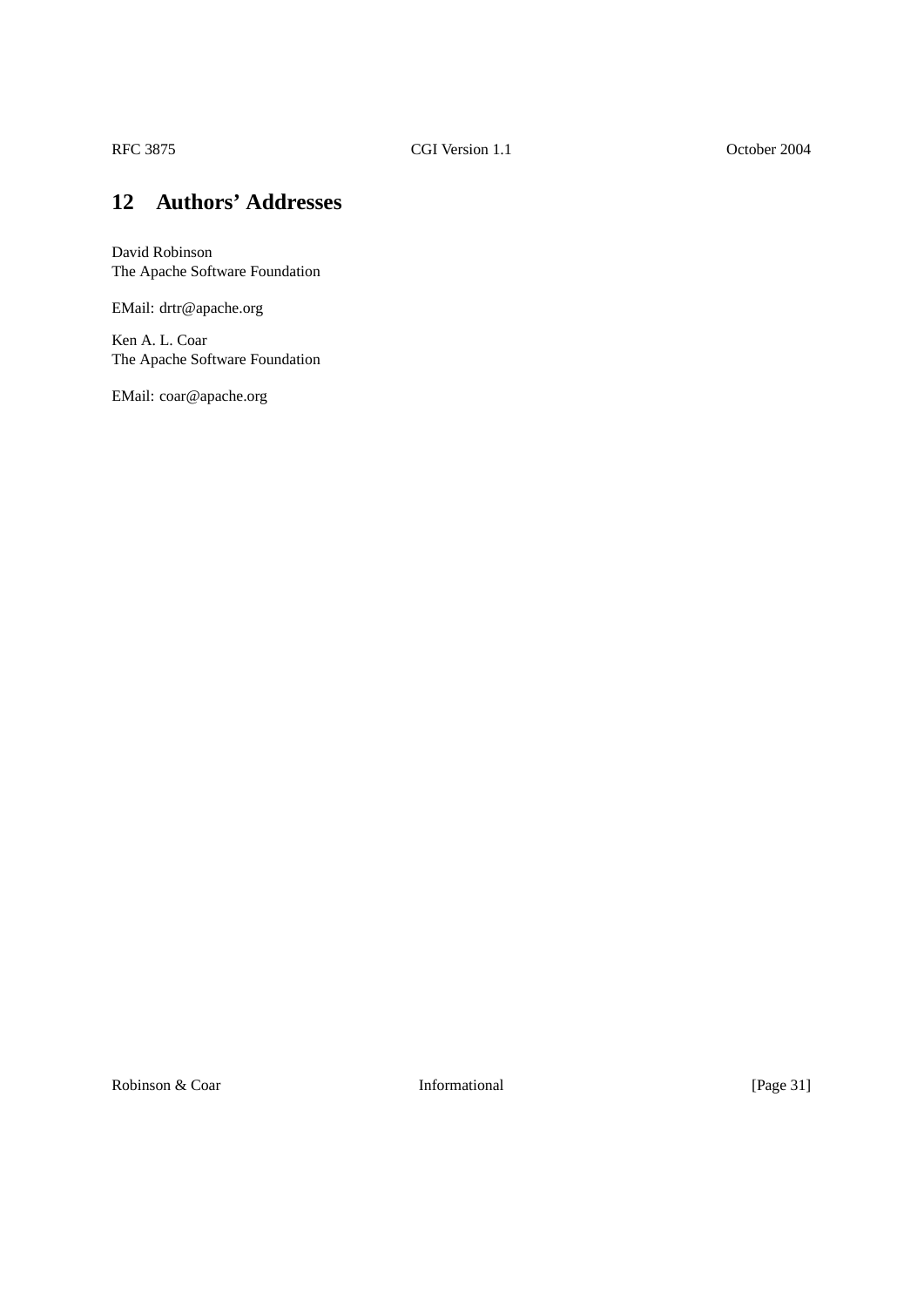## 12 Authors' Addresses

David Robinson
The Apache Software Foundation

EMail: drtr@apache.org

Ken A. L. Coar
The Apache Software Foundation

EMail: coar@apache.org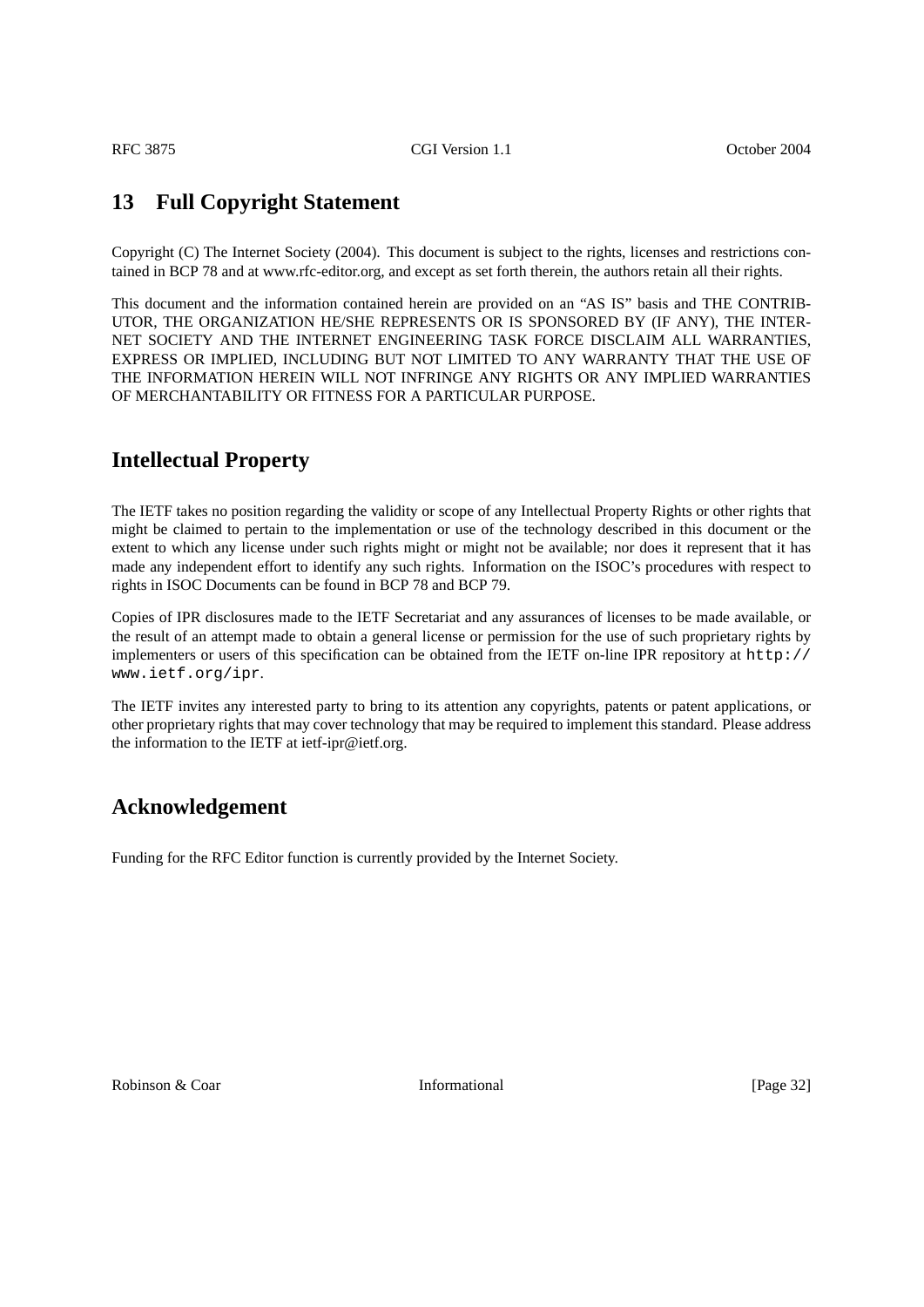## 13 Full Copyright Statement

Copyright (C) The Internet Society (2004). This document is subject to the rights, licenses and restrictions contained in BCP 78 and at www.rfc-editor.org, and except as set forth therein, the authors retain all their rights.

This document and the information contained herein are provided on an "AS IS" basis and THE CONTRIBUTOR, THE ORGANIZATION HE/SHE REPRESENTS OR IS SPONSORED BY (IF ANY), THE INTERNET SOCIETY AND THE INTERNET ENGINEERING TASK FORCE DISCLAIM ALL WARRANTIES, EXPRESS OR IMPLIED, INCLUDING BUT NOT LIMITED TO ANY WARRANTY THAT THE USE OF THE INFORMATION HEREIN WILL NOT INFRINGE ANY RIGHTS OR ANY IMPLIED WARRANTIES OF MERCHANTABILITY OR FITNESS FOR A PARTICULAR PURPOSE.

## Intellectual Property

The IETF takes no position regarding the validity or scope of any Intellectual Property Rights or other rights that might be claimed to pertain to the implementation or use of the technology described in this document or the extent to which any license under such rights might or might not be available; nor does it represent that it has made any independent effort to identify any such rights. Information on the ISOC's procedures with respect to rights in ISOC Documents can be found in BCP 78 and BCP 79.

Copies of IPR disclosures made to the IETF Secretariat and any assurances of licenses to be made available, or the result of an attempt made to obtain a general license or permission for the use of such proprietary rights by implementers or users of this specification can be obtained from the IETF on-line IPR repository at `http://www.ietf.org/ipr`.

The IETF invites any interested party to bring to its attention any copyrights, patents or patent applications, or other proprietary rights that may cover technology that may be required to implement this standard. Please address the information to the IETF at ietf-ipr@ietf.org.

## Acknowledgement

Funding for the RFC Editor function is currently provided by the Internet Society.